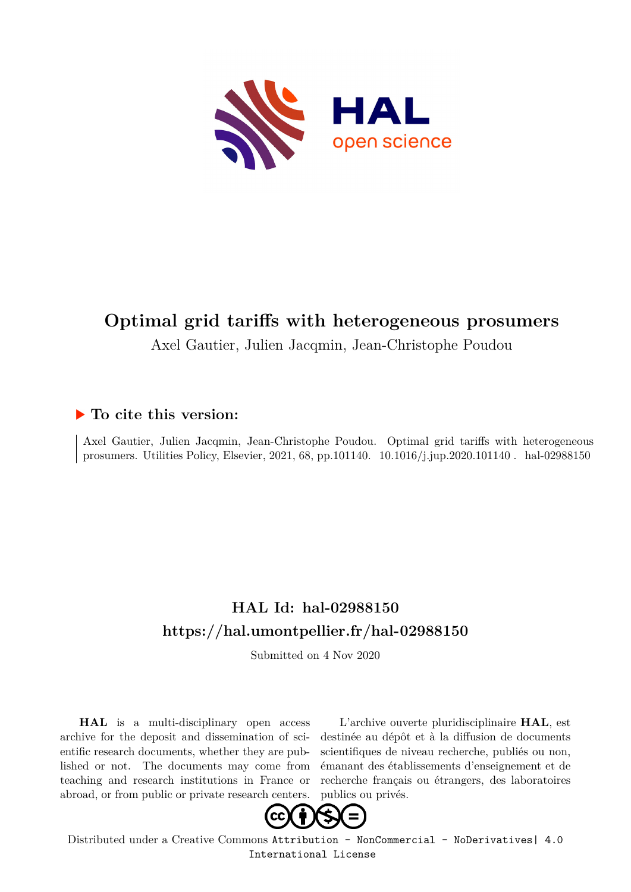# Optimal grid tariffs with heterogeneous prosumers

Axel Gautier, Julien Jacqmin, Jean-Christophe Poudou

## ▶ To cite this version:

Axel Gautier, Julien Jacqmin, Jean-Christophe Poudou. Optimal grid tariffs with heterogeneous prosumers. Utilities Policy, Elsevier, 2021, 68, pp.101140. 10.1016/j.jup.2020.101140 . hal-02988150

## HAL Id: hal-02988150

## https://hal.umontpellier.fr/hal-02988150

Submitted on 4 Nov 2020

**HAL** is a multi-disciplinary open access archive for the deposit and dissemination of scientific research documents, whether they are published or not. The documents may come from teaching and research institutions in France or abroad, or from public or private research centers.

L'archive ouverte pluridisciplinaire **HAL**, est destinée au dépôt et à la diffusion de documents scientifiques de niveau recherche, publiés ou non, émanant des établissements d'enseignement et de recherche français ou étrangers, des laboratoires publics ou privés.

Distributed under a Creative Commons Attribution - NonCommercial - NoDerivatives| 4.0 International License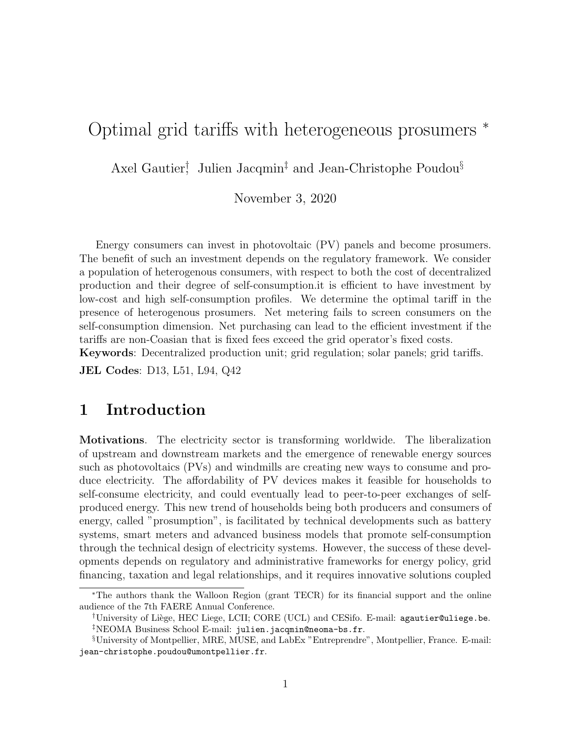# Optimal grid tariffs with heterogeneous prosumers *

Axel Gautier[†], Julien Jacqmin[‡] and Jean-Christophe Poudou[§]

November 3, 2020

Energy consumers can invest in photovoltaic (PV) panels and become prosumers. The benefit of such an investment depends on the regulatory framework. We consider a population of heterogenous consumers, with respect to both the cost of decentralized production and their degree of self-consumption.it is efficient to have investment by low-cost and high self-consumption profiles. We determine the optimal tariff in the presence of heterogenous prosumers. Net metering fails to screen consumers on the self-consumption dimension. Net purchasing can lead to the efficient investment if the tariffs are non-Coasian that is fixed fees exceed the grid operator's fixed costs.

**Keywords**: Decentralized production unit; grid regulation; solar panels; grid tariffs.

**JEL Codes**: D13, L51, L94, Q42

## 1 Introduction

**Motivations**. The electricity sector is transforming worldwide. The liberalization of upstream and downstream markets and the emergence of renewable energy sources such as photovoltaics (PVs) and windmills are creating new ways to consume and produce electricity. The affordability of PV devices makes it feasible for households to self-consume electricity, and could eventually lead to peer-to-peer exchanges of self-produced energy. This new trend of households being both producers and consumers of energy, called "prosumption", is facilitated by technical developments such as battery systems, smart meters and advanced business models that promote self-consumption through the technical design of electricity systems. However, the success of these developments depends on regulatory and administrative frameworks for energy policy, grid financing, taxation and legal relationships, and it requires innovative solutions coupled

---

*The authors thank the Walloon Region (grant TECR) for its financial support and the online audience of the 7th FAERE Annual Conference.

[†]University of Liège, HEC Liege, LCII; CORE (UCL) and CESifo. E-mail: agautier@uliege.be.

[‡]NEOMA Business School E-mail: julien.jacqmin@neoma-bs.fr.

[§]University of Montpellier, MRE, MUSE, and LabEx "Entreprendre", Montpellier, France. E-mail: jean-christophe.poudou@umontpellier.fr.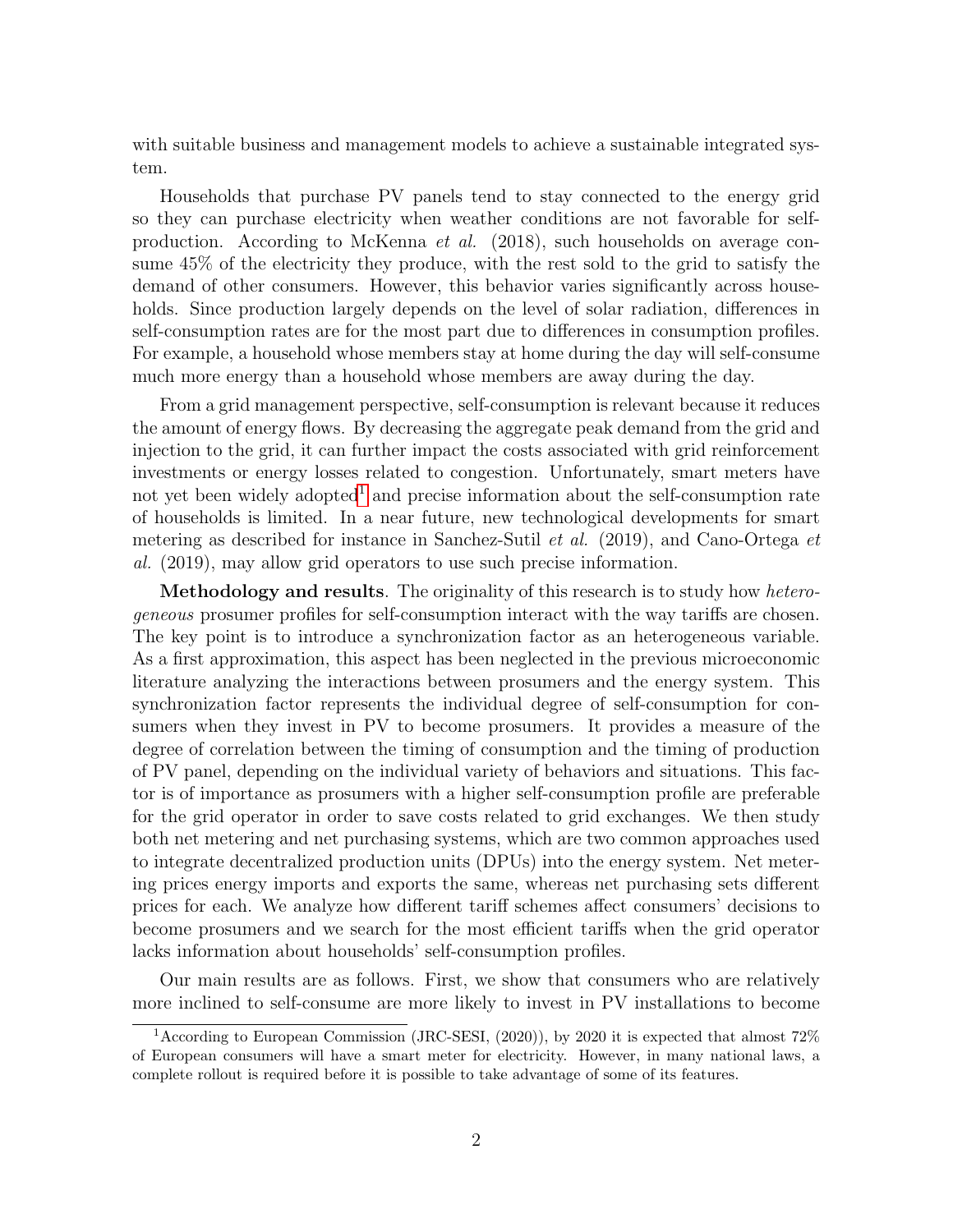with suitable business and management models to achieve a sustainable integrated system.

Households that purchase PV panels tend to stay connected to the energy grid so they can purchase electricity when weather conditions are not favorable for self-production. According to McKenna *et al.* (2018), such households on average consume 45% of the electricity they produce, with the rest sold to the grid to satisfy the demand of other consumers. However, this behavior varies significantly across households. Since production largely depends on the level of solar radiation, differences in self-consumption rates are for the most part due to differences in consumption profiles. For example, a household whose members stay at home during the day will self-consume much more energy than a household whose members are away during the day.

From a grid management perspective, self-consumption is relevant because it reduces the amount of energy flows. By decreasing the aggregate peak demand from the grid and injection to the grid, it can further impact the costs associated with grid reinforcement investments or energy losses related to congestion. Unfortunately, smart meters have not yet been widely adopted[1] and precise information about the self-consumption rate of households is limited. In a near future, new technological developments for smart metering as described for instance in Sanchez-Sutil *et al.* (2019), and Cano-Ortega *et al.* (2019), may allow grid operators to use such precise information.

**Methodology and results**. The originality of this research is to study how *heterogeneous* prosumer profiles for self-consumption interact with the way tariffs are chosen. The key point is to introduce a synchronization factor as an heterogeneous variable. As a first approximation, this aspect has been neglected in the previous microeconomic literature analyzing the interactions between prosumers and the energy system. This synchronization factor represents the individual degree of self-consumption for consumers when they invest in PV to become prosumers. It provides a measure of the degree of correlation between the timing of consumption and the timing of production of PV panel, depending on the individual variety of behaviors and situations. This factor is of importance as prosumers with a higher self-consumption profile are preferable for the grid operator in order to save costs related to grid exchanges. We then study both net metering and net purchasing systems, which are two common approaches used to integrate decentralized production units (DPUs) into the energy system. Net metering prices energy imports and exports the same, whereas net purchasing sets different prices for each. We analyze how different tariff schemes affect consumers' decisions to become prosumers and we search for the most efficient tariffs when the grid operator lacks information about households' self-consumption profiles.

Our main results are as follows. First, we show that consumers who are relatively more inclined to self-consume are more likely to invest in PV installations to become

[1] According to European Commission (JRC-SESI, (2020)), by 2020 it is expected that almost 72% of European consumers will have a smart meter for electricity. However, in many national laws, a complete rollout is required before it is possible to take advantage of some of its features.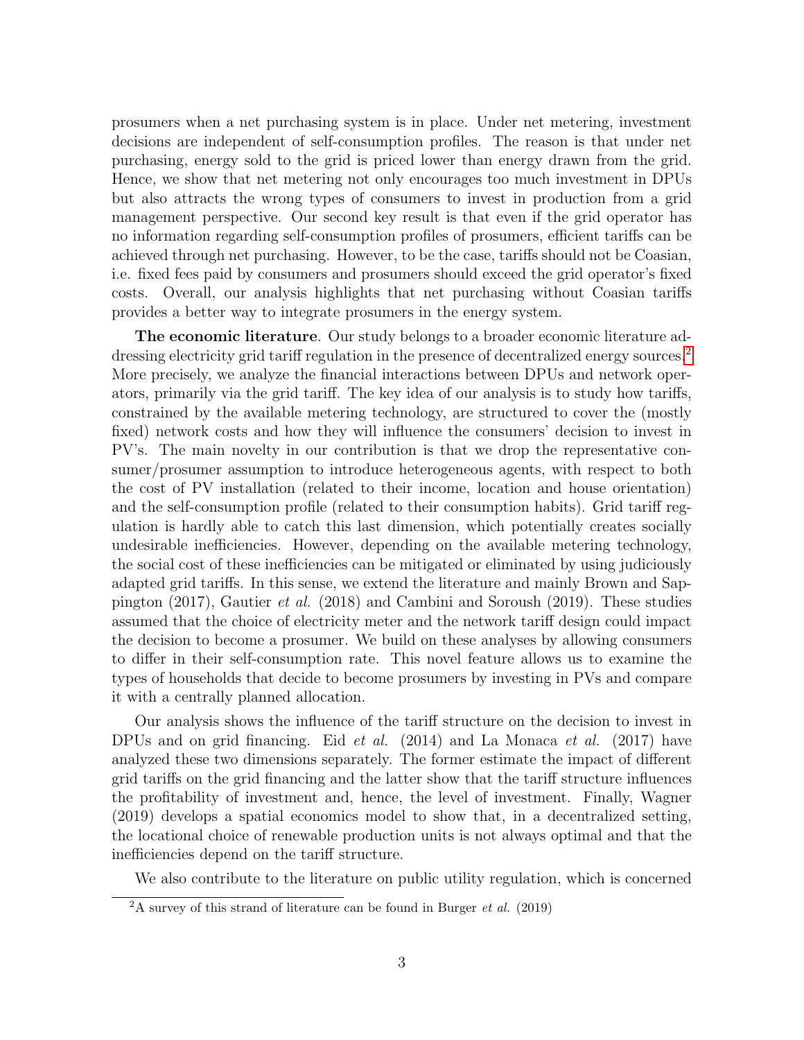prosumers when a net purchasing system is in place. Under net metering, investment decisions are independent of self-consumption profiles. The reason is that under net purchasing, energy sold to the grid is priced lower than energy drawn from the grid. Hence, we show that net metering not only encourages too much investment in DPUs but also attracts the wrong types of consumers to invest in production from a grid management perspective. Our second key result is that even if the grid operator has no information regarding self-consumption profiles of prosumers, efficient tariffs can be achieved through net purchasing. However, to be the case, tariffs should not be Coasian, i.e. fixed fees paid by consumers and prosumers should exceed the grid operator's fixed costs. Overall, our analysis highlights that net purchasing without Coasian tariffs provides a better way to integrate prosumers in the energy system.

**The economic literature**. Our study belongs to a broader economic literature addressing electricity grid tariff regulation in the presence of decentralized energy sources.[2] More precisely, we analyze the financial interactions between DPUs and network operators, primarily via the grid tariff. The key idea of our analysis is to study how tariffs, constrained by the available metering technology, are structured to cover the (mostly fixed) network costs and how they will influence the consumers' decision to invest in PV's. The main novelty in our contribution is that we drop the representative consumer/prosumer assumption to introduce heterogeneous agents, with respect to both the cost of PV installation (related to their income, location and house orientation) and the self-consumption profile (related to their consumption habits). Grid tariff regulation is hardly able to catch this last dimension, which potentially creates socially undesirable inefficiencies. However, depending on the available metering technology, the social cost of these inefficiencies can be mitigated or eliminated by using judiciously adapted grid tariffs. In this sense, we extend the literature and mainly Brown and Sappington (2017), Gautier *et al.* (2018) and Cambini and Soroush (2019). These studies assumed that the choice of electricity meter and the network tariff design could impact the decision to become a prosumer. We build on these analyses by allowing consumers to differ in their self-consumption rate. This novel feature allows us to examine the types of households that decide to become prosumers by investing in PVs and compare it with a centrally planned allocation.

Our analysis shows the influence of the tariff structure on the decision to invest in DPUs and on grid financing. Eid *et al.* (2014) and La Monaca *et al.* (2017) have analyzed these two dimensions separately. The former estimate the impact of different grid tariffs on the grid financing and the latter show that the tariff structure influences the profitability of investment and, hence, the level of investment. Finally, Wagner (2019) develops a spatial economics model to show that, in a decentralized setting, the locational choice of renewable production units is not always optimal and that the inefficiencies depend on the tariff structure.

We also contribute to the literature on public utility regulation, which is concerned

[2] A survey of this strand of literature can be found in Burger *et al.* (2019)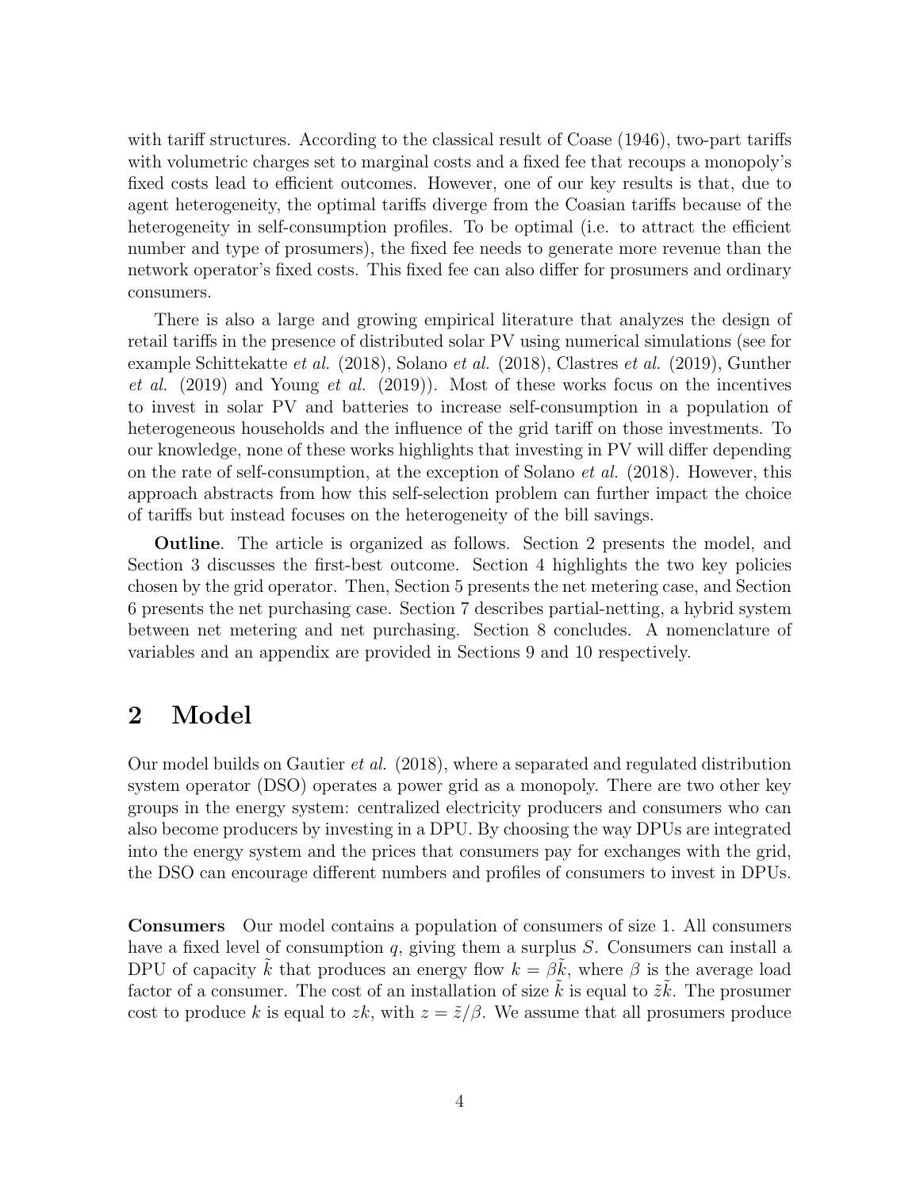with tariff structures. According to the classical result of Coase (1946), two-part tariffs with volumetric charges set to marginal costs and a fixed fee that recoups a monopoly's fixed costs lead to efficient outcomes. However, one of our key results is that, due to agent heterogeneity, the optimal tariffs diverge from the Coasian tariffs because of the heterogeneity in self-consumption profiles. To be optimal (i.e. to attract the efficient number and type of prosumers), the fixed fee needs to generate more revenue than the network operator's fixed costs. This fixed fee can also differ for prosumers and ordinary consumers.

There is also a large and growing empirical literature that analyzes the design of retail tariffs in the presence of distributed solar PV using numerical simulations (see for example Schittekatte *et al.* (2018), Solano *et al.* (2018), Clastres *et al.* (2019), Gunther *et al.* (2019) and Young *et al.* (2019)). Most of these works focus on the incentives to invest in solar PV and batteries to increase self-consumption in a population of heterogeneous households and the influence of the grid tariff on those investments. To our knowledge, none of these works highlights that investing in PV will differ depending on the rate of self-consumption, at the exception of Solano *et al.* (2018). However, this approach abstracts from how this self-selection problem can further impact the choice of tariffs but instead focuses on the heterogeneity of the bill savings.

**Outline**. The article is organized as follows. Section 2 presents the model, and Section 3 discusses the first-best outcome. Section 4 highlights the two key policies chosen by the grid operator. Then, Section 5 presents the net metering case, and Section 6 presents the net purchasing case. Section 7 describes partial-netting, a hybrid system between net metering and net purchasing. Section 8 concludes. A nomenclature of variables and an appendix are provided in Sections 9 and 10 respectively.

## 2 Model

Our model builds on Gautier *et al.* (2018), where a separated and regulated distribution system operator (DSO) operates a power grid as a monopoly. There are two other key groups in the energy system: centralized electricity producers and consumers who can also become producers by investing in a DPU. By choosing the way DPUs are integrated into the energy system and the prices that consumers pay for exchanges with the grid, the DSO can encourage different numbers and profiles of consumers to invest in DPUs.

**Consumers** Our model contains a population of consumers of size 1. All consumers have a fixed level of consumption $q$, giving them a surplus $S$. Consumers can install a DPU of capacity $\tilde{k}$ that produces an energy flow $k = \beta\tilde{k}$, where $\beta$ is the average load factor of a consumer. The cost of an installation of size $\tilde{k}$ is equal to $\tilde{z}\tilde{k}$. The prosumer cost to produce $k$ is equal to $zk$, with $z = \tilde{z}/\beta$. We assume that all prosumers produce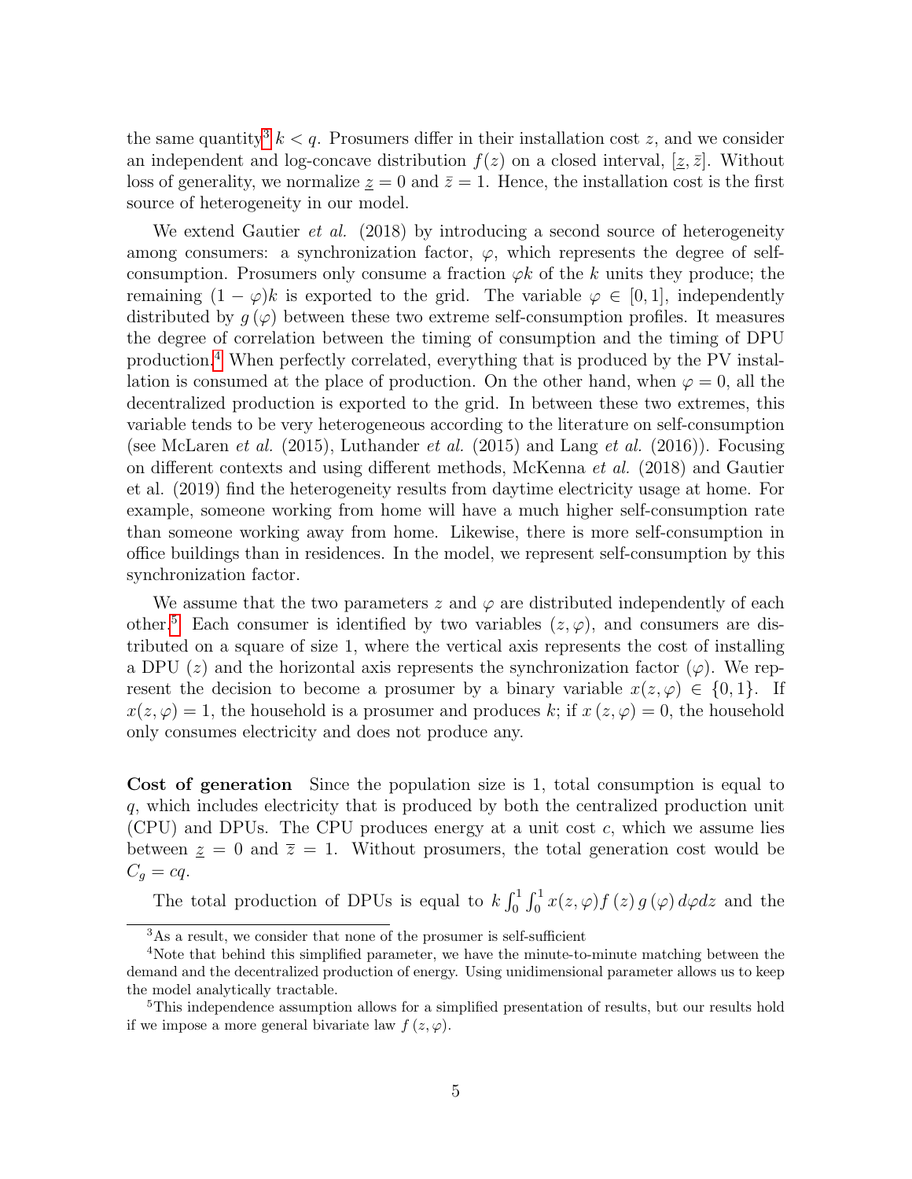the same quantity[3] $k < q$. Prosumers differ in their installation cost $z$, and we consider an independent and log-concave distribution $f(z)$ on a closed interval, $[\underline{z}, \bar{z}]$. Without loss of generality, we normalize $\underline{z} = 0$ and $\bar{z} = 1$. Hence, the installation cost is the first source of heterogeneity in our model.

We extend Gautier *et al.* (2018) by introducing a second source of heterogeneity among consumers: a synchronization factor, $\varphi$, which represents the degree of self-consumption. Prosumers only consume a fraction $\varphi k$ of the $k$ units they produce; the remaining $(1 - \varphi)k$ is exported to the grid. The variable $\varphi \in [0, 1]$, independently distributed by $g(\varphi)$ between these two extreme self-consumption profiles. It measures the degree of correlation between the timing of consumption and the timing of DPU production.[4] When perfectly correlated, everything that is produced by the PV installation is consumed at the place of production. On the other hand, when $\varphi = 0$, all the decentralized production is exported to the grid. In between these two extremes, this variable tends to be very heterogeneous according to the literature on self-consumption (see McLaren *et al.* (2015), Luthander *et al.* (2015) and Lang *et al.* (2016)). Focusing on different contexts and using different methods, McKenna *et al.* (2018) and Gautier et al. (2019) find the heterogeneity results from daytime electricity usage at home. For example, someone working from home will have a much higher self-consumption rate than someone working away from home. Likewise, there is more self-consumption in office buildings than in residences. In the model, we represent self-consumption by this synchronization factor.

We assume that the two parameters $z$ and $\varphi$ are distributed independently of each other.[5] Each consumer is identified by two variables $(z, \varphi)$, and consumers are distributed on a square of size 1, where the vertical axis represents the cost of installing a DPU ($z$) and the horizontal axis represents the synchronization factor ($\varphi$). We represent the decision to become a prosumer by a binary variable $x(z, \varphi) \in \{0, 1\}$. If $x(z, \varphi) = 1$, the household is a prosumer and produces $k$; if $x(z, \varphi) = 0$, the household only consumes electricity and does not produce any.

**Cost of generation** Since the population size is 1, total consumption is equal to $q$, which includes electricity that is produced by both the centralized production unit (CPU) and DPUs. The CPU produces energy at a unit cost $c$, which we assume lies between $\underline{z} = 0$ and $\overline{z} = 1$. Without prosumers, the total generation cost would be $C_g = cq$.

The total production of DPUs is equal to $k \int_0^1 \int_0^1 x(z, \varphi) f(z) g(\varphi) d\varphi dz$ and the

---

[3] As a result, we consider that none of the prosumer is self-sufficient

[4] Note that behind this simplified parameter, we have the minute-to-minute matching between the demand and the decentralized production of energy. Using unidimensional parameter allows us to keep the model analytically tractable.

[5] This independence assumption allows for a simplified presentation of results, but our results hold if we impose a more general bivariate law $f(z, \varphi)$.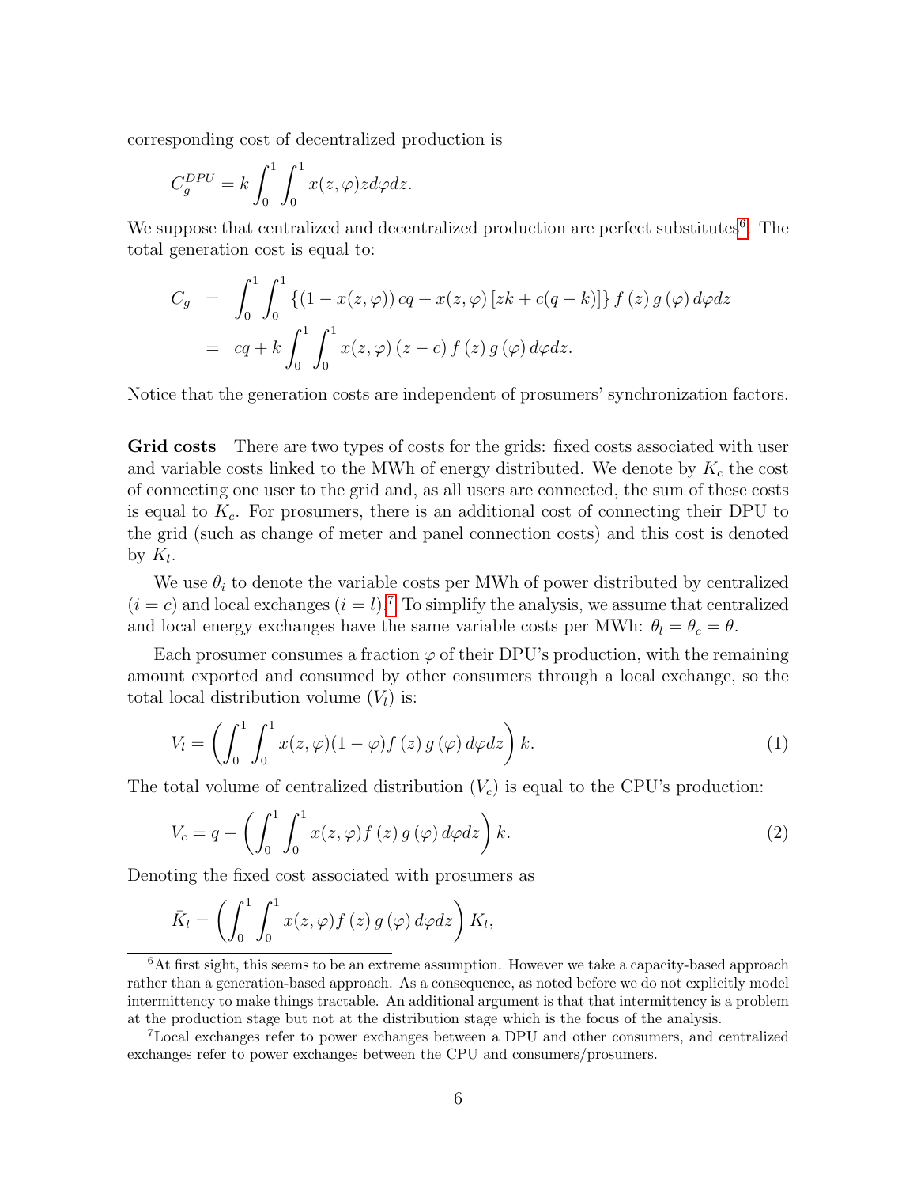corresponding cost of decentralized production is

$$C_g^{DPU} = k \int_0^1 \int_0^1 x(z,\varphi) z d\varphi dz.$$

We suppose that centralized and decentralized production are perfect substitutes[6]. The total generation cost is equal to:

$$\begin{aligned} C_g &= \int_0^1 \int_0^1 \left\{ (1 - x(z,\varphi))\, cq + x(z,\varphi) \left[ zk + c(q-k) \right] \right\} f(z)\, g(\varphi)\, d\varphi dz \\ &= cq + k \int_0^1 \int_0^1 x(z,\varphi)\,(z - c)\, f(z)\, g(\varphi)\, d\varphi dz. \end{aligned}$$

Notice that the generation costs are independent of prosumers' synchronization factors.

**Grid costs** There are two types of costs for the grids: fixed costs associated with user and variable costs linked to the MWh of energy distributed. We denote by $K_c$ the cost of connecting one user to the grid and, as all users are connected, the sum of these costs is equal to $K_c$. For prosumers, there is an additional cost of connecting their DPU to the grid (such as change of meter and panel connection costs) and this cost is denoted by $K_l$.

We use $\theta_i$ to denote the variable costs per MWh of power distributed by centralized ($i = c$) and local exchanges ($i = l$).[7] To simplify the analysis, we assume that centralized and local energy exchanges have the same variable costs per MWh: $\theta_l = \theta_c = \theta$.

Each prosumer consumes a fraction $\varphi$ of their DPU's production, with the remaining amount exported and consumed by other consumers through a local exchange, so the total local distribution volume ($V_l$) is:

$$V_l = \left( \int_0^1 \int_0^1 x(z,\varphi)(1-\varphi) f(z)\, g(\varphi)\, d\varphi dz \right) k. \tag{1}$$

The total volume of centralized distribution ($V_c$) is equal to the CPU's production:

$$V_c = q - \left( \int_0^1 \int_0^1 x(z,\varphi) f(z)\, g(\varphi)\, d\varphi dz \right) k. \tag{2}$$

Denoting the fixed cost associated with prosumers as

$$\bar{K}_l = \left( \int_0^1 \int_0^1 x(z,\varphi) f(z)\, g(\varphi)\, d\varphi dz \right) K_l,$$

[6]At first sight, this seems to be an extreme assumption. However we take a capacity-based approach rather than a generation-based approach. As a consequence, as noted before we do not explicitly model intermittency to make things tractable. An additional argument is that that intermittency is a problem at the production stage but not at the distribution stage which is the focus of the analysis.

[7]Local exchanges refer to power exchanges between a DPU and other consumers, and centralized exchanges refer to power exchanges between the CPU and consumers/prosumers.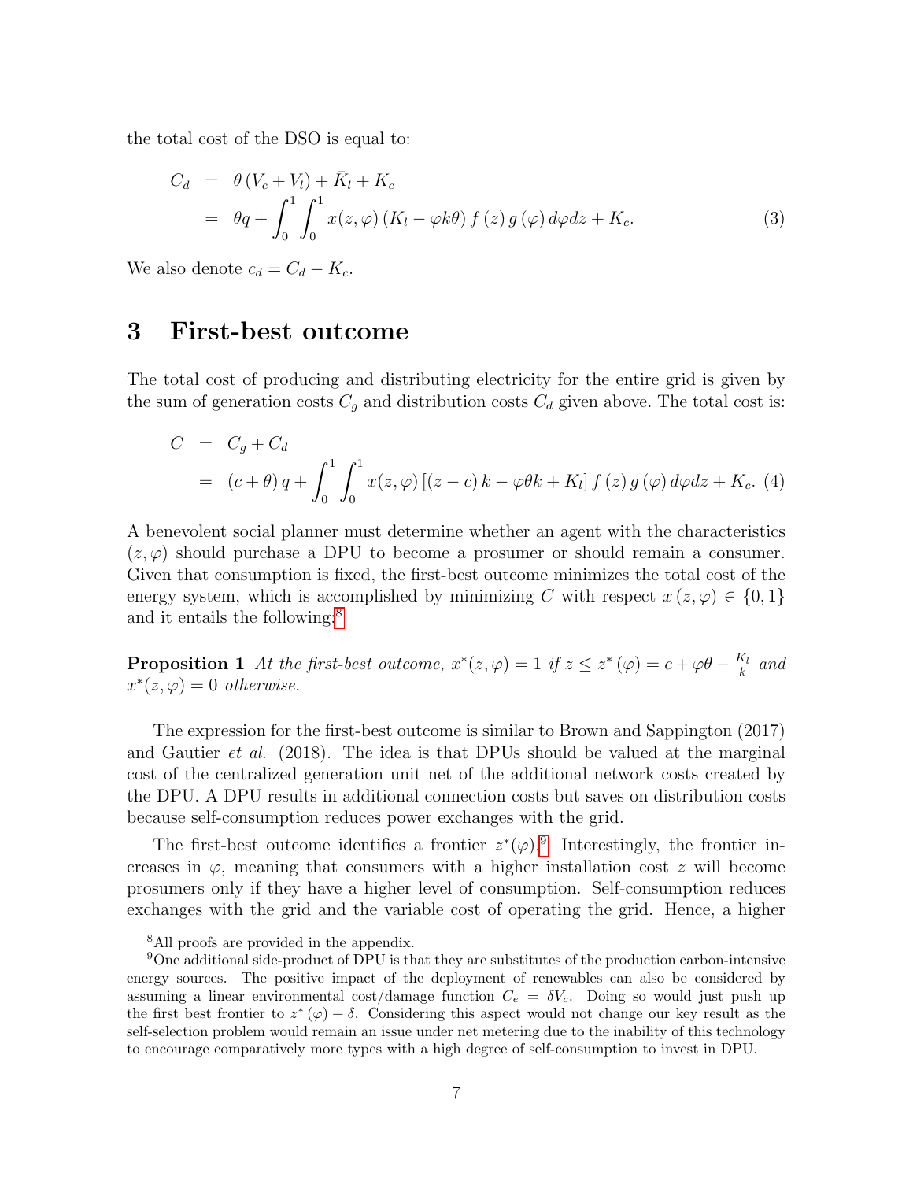the total cost of the DSO is equal to:

$$
\begin{aligned}
C_d &= \theta (V_c + V_l) + \bar{K}_l + K_c \\
&= \theta q + \int_0^1 \int_0^1 x(z,\varphi) (K_l - \varphi k \theta) f(z) g(\varphi) d\varphi dz + K_c.
\end{aligned} \tag{3}
$$

We also denote $c_d = C_d - K_c$.

# 3 First-best outcome

The total cost of producing and distributing electricity for the entire grid is given by the sum of generation costs $C_g$ and distribution costs $C_d$ given above. The total cost is:

$$
\begin{aligned}
C &= C_g + C_d \\
&= (c + \theta) q + \int_0^1 \int_0^1 x(z,\varphi) \left[ (z - c) k - \varphi \theta k + K_l \right] f(z) g(\varphi) d\varphi dz + K_c.
\end{aligned} \tag{4}
$$

A benevolent social planner must determine whether an agent with the characteristics $(z, \varphi)$ should purchase a DPU to become a prosumer or should remain a consumer. Given that consumption is fixed, the first-best outcome minimizes the total cost of the energy system, which is accomplished by minimizing $C$ with respect $x(z,\varphi) \in \{0,1\}$ and it entails the following:[8]

**Proposition 1** *At the first-best outcome,* $x^*(z,\varphi) = 1$ *if* $z \leq z^*(\varphi) = c + \varphi\theta - \frac{K_l}{k}$ *and* $x^*(z,\varphi) = 0$ *otherwise.*

The expression for the first-best outcome is similar to Brown and Sappington (2017) and Gautier *et al.* (2018). The idea is that DPUs should be valued at the marginal cost of the centralized generation unit net of the additional network costs created by the DPU. A DPU results in additional connection costs but saves on distribution costs because self-consumption reduces power exchanges with the grid.

The first-best outcome identifies a frontier $z^*(\varphi)$.[9] Interestingly, the frontier increases in $\varphi$, meaning that consumers with a higher installation cost $z$ will become prosumers only if they have a higher level of consumption. Self-consumption reduces exchanges with the grid and the variable cost of operating the grid. Hence, a higher

---

[8] All proofs are provided in the appendix.

[9] One additional side-product of DPU is that they are substitutes of the production carbon-intensive energy sources. The positive impact of the deployment of renewables can also be considered by assuming a linear environmental cost/damage function $C_e = \delta V_c$. Doing so would just push up the first best frontier to $z^*(\varphi) + \delta$. Considering this aspect would not change our key result as the self-selection problem would remain an issue under net metering due to the inability of this technology to encourage comparatively more types with a high degree of self-consumption to invest in DPU.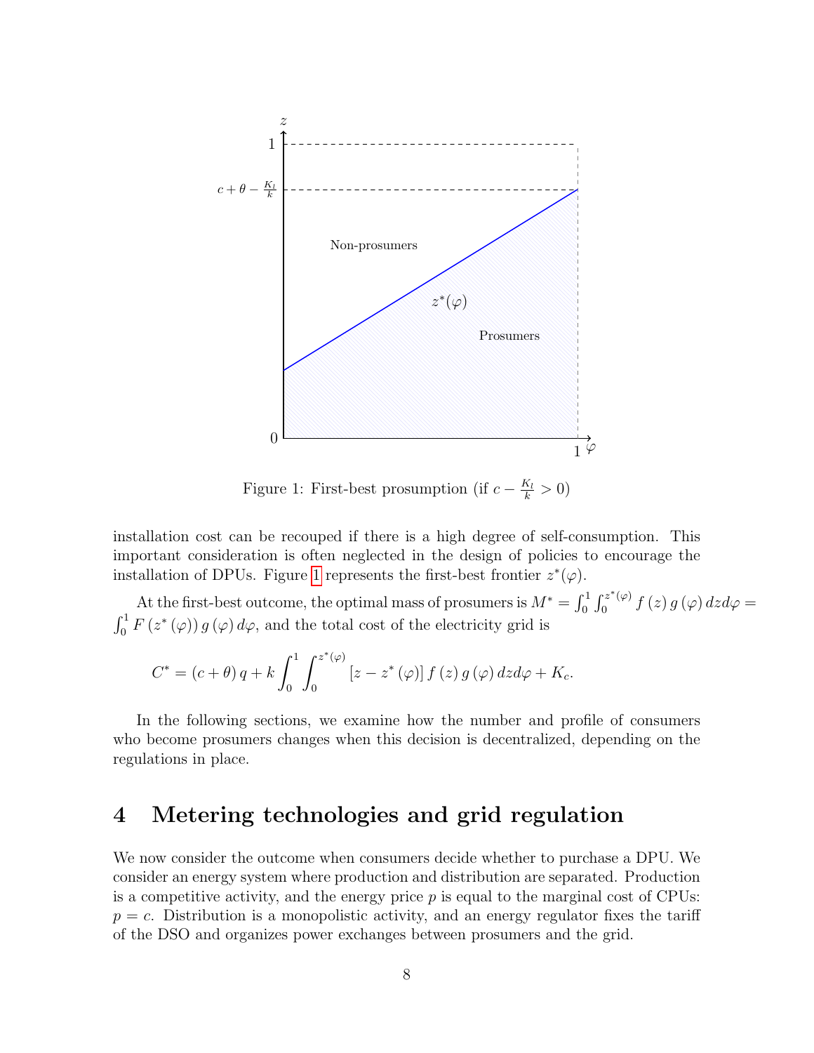Figure 1: First-best prosumption (if $c - \frac{K_l}{k} > 0$)

installation cost can be recouped if there is a high degree of self-consumption. This important consideration is often neglected in the design of policies to encourage the installation of DPUs. Figure 1 represents the first-best frontier $z^*(\varphi)$.

At the first-best outcome, the optimal mass of prosumers is $M^* = \int_0^1 \int_0^{z^*(\varphi)} f(z)\, g(\varphi)\, dz d\varphi = \int_0^1 F(z^*(\varphi))\, g(\varphi)\, d\varphi$, and the total cost of the electricity grid is

$$C^* = (c + \theta)\, q + k \int_0^1 \int_0^{z^*(\varphi)} [z - z^*(\varphi)]\, f(z)\, g(\varphi)\, dz d\varphi + K_c.$$

In the following sections, we examine how the number and profile of consumers who become prosumers changes when this decision is decentralized, depending on the regulations in place.

# 4 Metering technologies and grid regulation

We now consider the outcome when consumers decide whether to purchase a DPU. We consider an energy system where production and distribution are separated. Production is a competitive activity, and the energy price $p$ is equal to the marginal cost of CPUs: $p = c$. Distribution is a monopolistic activity, and an energy regulator fixes the tariff of the DSO and organizes power exchanges between prosumers and the grid.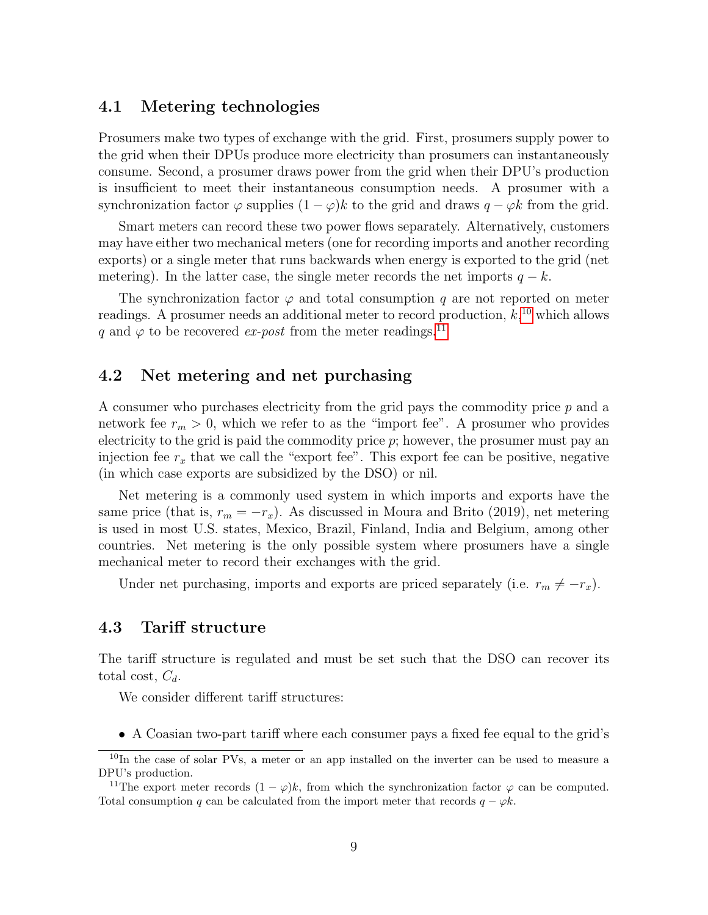### 4.1 Metering technologies

Prosumers make two types of exchange with the grid. First, prosumers supply power to the grid when their DPUs produce more electricity than prosumers can instantaneously consume. Second, a prosumer draws power from the grid when their DPU's production is insufficient to meet their instantaneous consumption needs. A prosumer with a synchronization factor $\varphi$ supplies $(1-\varphi)k$ to the grid and draws $q - \varphi k$ from the grid.

Smart meters can record these two power flows separately. Alternatively, customers may have either two mechanical meters (one for recording imports and another recording exports) or a single meter that runs backwards when energy is exported to the grid (net metering). In the latter case, the single meter records the net imports $q - k$.

The synchronization factor $\varphi$ and total consumption $q$ are not reported on meter readings. A prosumer needs an additional meter to record production, $k$,[10] which allows $q$ and $\varphi$ to be recovered *ex-post* from the meter readings.[11]

### 4.2 Net metering and net purchasing

A consumer who purchases electricity from the grid pays the commodity price $p$ and a network fee $r_m > 0$, which we refer to as the "import fee". A prosumer who provides electricity to the grid is paid the commodity price $p$; however, the prosumer must pay an injection fee $r_x$ that we call the "export fee". This export fee can be positive, negative (in which case exports are subsidized by the DSO) or nil.

Net metering is a commonly used system in which imports and exports have the same price (that is, $r_m = -r_x$). As discussed in Moura and Brito (2019), net metering is used in most U.S. states, Mexico, Brazil, Finland, India and Belgium, among other countries. Net metering is the only possible system where prosumers have a single mechanical meter to record their exchanges with the grid.

Under net purchasing, imports and exports are priced separately (i.e. $r_m \neq -r_x$).

### 4.3 Tariff structure

The tariff structure is regulated and must be set such that the DSO can recover its total cost, $C_d$.

We consider different tariff structures:

- A Coasian two-part tariff where each consumer pays a fixed fee equal to the grid's

---

[10] In the case of solar PVs, a meter or an app installed on the inverter can be used to measure a DPU's production.

[11] The export meter records $(1-\varphi)k$, from which the synchronization factor $\varphi$ can be computed. Total consumption $q$ can be calculated from the import meter that records $q - \varphi k$.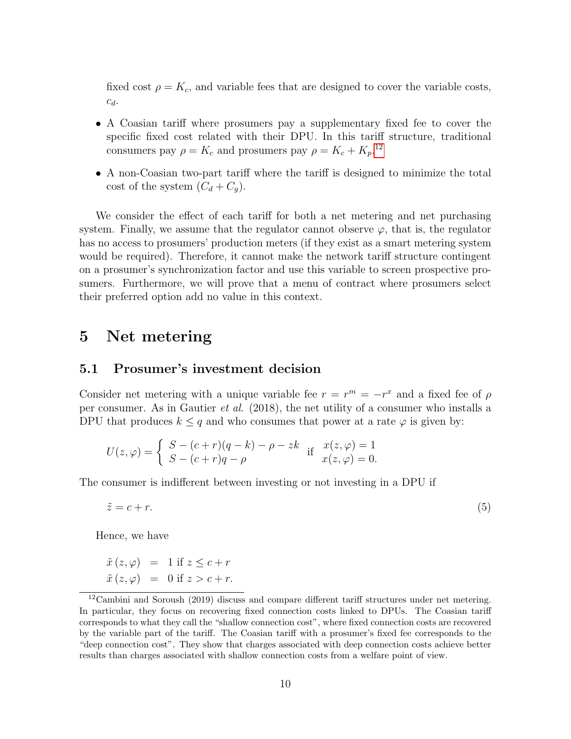fixed cost $\rho = K_c$, and variable fees that are designed to cover the variable costs, $c_d$.

- A Coasian tariff where prosumers pay a supplementary fixed fee to cover the specific fixed cost related with their DPU. In this tariff structure, traditional consumers pay $\rho = K_c$ and prosumers pay $\rho = K_c + K_p$.[12]
- A non-Coasian two-part tariff where the tariff is designed to minimize the total cost of the system $(C_d + C_g)$.

We consider the effect of each tariff for both a net metering and net purchasing system. Finally, we assume that the regulator cannot observe $\varphi$, that is, the regulator has no access to prosumers' production meters (if they exist as a smart metering system would be required). Therefore, it cannot make the network tariff structure contingent on a prosumer's synchronization factor and use this variable to screen prospective prosumers. Furthermore, we will prove that a menu of contract where prosumers select their preferred option add no value in this context.

# 5 Net metering

## 5.1 Prosumer's investment decision

Consider net metering with a unique variable fee $r = r^m = -r^x$ and a fixed fee of $\rho$ per consumer. As in Gautier *et al.* (2018), the net utility of a consumer who installs a DPU that produces $k \leq q$ and who consumes that power at a rate $\varphi$ is given by:

$$U(z,\varphi) = \begin{cases} S - (c+r)(q-k) - \rho - zk \\ S - (c+r)q - \rho \end{cases} \text{if} \begin{array}{l} x(z,\varphi) = 1 \\ x(z,\varphi) = 0. \end{array}$$

The consumer is indifferent between investing or not investing in a DPU if

$$\tilde{z} = c + r. \tag{5}$$

Hence, we have

$$\begin{aligned} \tilde{x}(z,\varphi) &= 1 \text{ if } z \leq c + r \\ \tilde{x}(z,\varphi) &= 0 \text{ if } z > c + r. \end{aligned}$$

[12] Cambini and Soroush (2019) discuss and compare different tariff structures under net metering. In particular, they focus on recovering fixed connection costs linked to DPUs. The Coasian tariff corresponds to what they call the "shallow connection cost", where fixed connection costs are recovered by the variable part of the tariff. The Coasian tariff with a prosumer's fixed fee corresponds to the "deep connection cost". They show that charges associated with deep connection costs achieve better results than charges associated with shallow connection costs from a welfare point of view.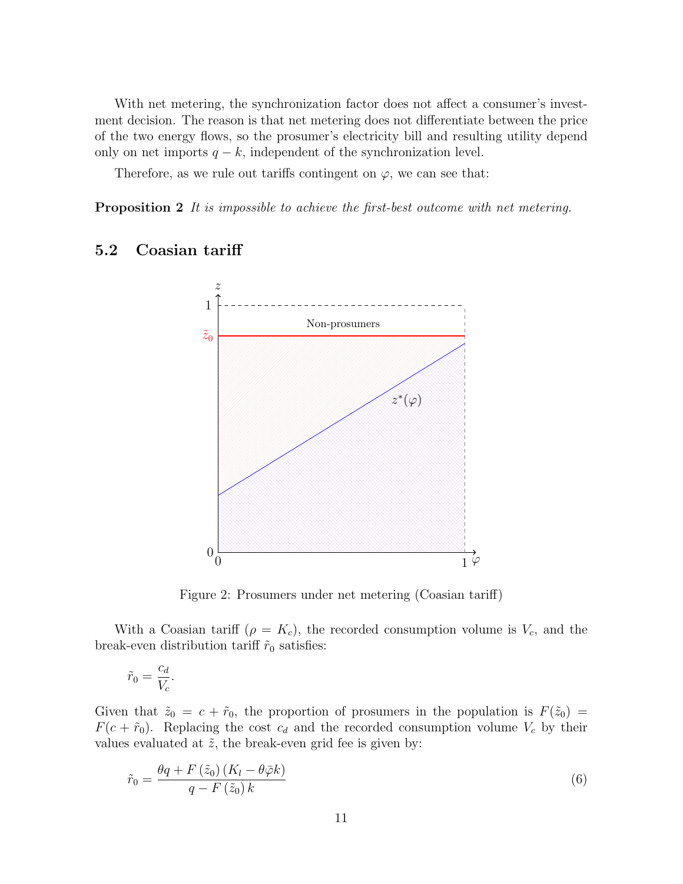With net metering, the synchronization factor does not affect a consumer's investment decision. The reason is that net metering does not differentiate between the price of the two energy flows, so the prosumer's electricity bill and resulting utility depend only on net imports $q - k$, independent of the synchronization level.

Therefore, as we rule out tariffs contingent on $\varphi$, we can see that:

**Proposition 2** *It is impossible to achieve the first-best outcome with net metering.*

## 5.2 Coasian tariff

Figure 2: Prosumers under net metering (Coasian tariff)

With a Coasian tariff ($\rho = K_c$), the recorded consumption volume is $V_c$, and the break-even distribution tariff $\tilde{r}_0$ satisfies:

$$\tilde{r}_0 = \frac{c_d}{V_c}.$$

Given that $\tilde{z}_0 = c + \tilde{r}_0$, the proportion of prosumers in the population is $F(\tilde{z}_0) = F(c + \tilde{r}_0)$. Replacing the cost $c_d$ and the recorded consumption volume $V_c$ by their values evaluated at $\tilde{z}$, the break-even grid fee is given by:

$$\tilde{r}_0 = \frac{\theta q + F(\tilde{z}_0)(K_l - \theta \bar{\varphi} k)}{q - F(\tilde{z}_0)\, k} \tag{6}$$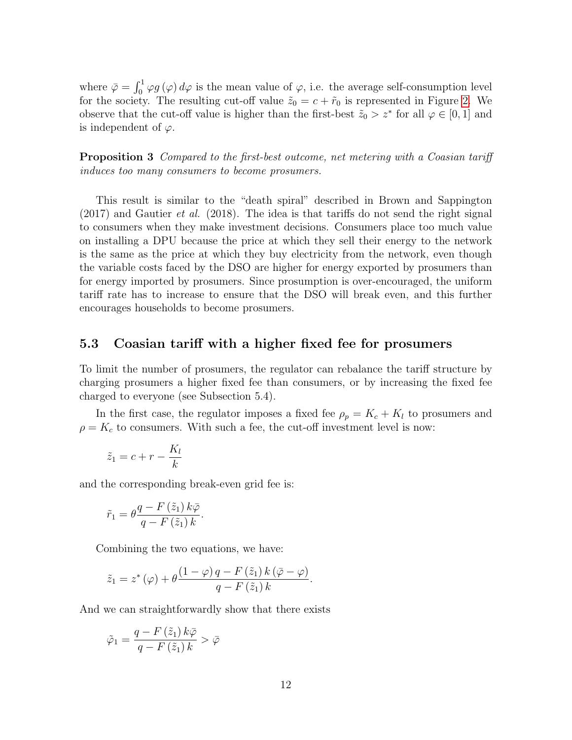where $\bar{\varphi} = \int_0^1 \varphi g(\varphi) \, d\varphi$ is the mean value of $\varphi$, i.e. the average self-consumption level for the society. The resulting cut-off value $\tilde{z}_0 = c + \tilde{r}_0$ is represented in Figure 2. We observe that the cut-off value is higher than the first-best $\tilde{z}_0 > z^*$ for all $\varphi \in [0, 1]$ and is independent of $\varphi$.

**Proposition 3** *Compared to the first-best outcome, net metering with a Coasian tariff induces too many consumers to become prosumers.*

This result is similar to the "death spiral" described in Brown and Sappington (2017) and Gautier *et al.* (2018). The idea is that tariffs do not send the right signal to consumers when they make investment decisions. Consumers place too much value on installing a DPU because the price at which they sell their energy to the network is the same as the price at which they buy electricity from the network, even though the variable costs faced by the DSO are higher for energy exported by prosumers than for energy imported by prosumers. Since prosumption is over-encouraged, the uniform tariff rate has to increase to ensure that the DSO will break even, and this further encourages households to become prosumers.

### 5.3 Coasian tariff with a higher fixed fee for prosumers

To limit the number of prosumers, the regulator can rebalance the tariff structure by charging prosumers a higher fixed fee than consumers, or by increasing the fixed fee charged to everyone (see Subsection 5.4).

In the first case, the regulator imposes a fixed fee $\rho_p = K_c + K_l$ to prosumers and $\rho = K_c$ to consumers. With such a fee, the cut-off investment level is now:

$$\tilde{z}_1 = c + r - \frac{K_l}{k}$$

and the corresponding break-even grid fee is:

$$\tilde{r}_1 = \theta \frac{q - F(\tilde{z}_1) k \bar{\varphi}}{q - F(\tilde{z}_1) k}.$$

Combining the two equations, we have:

$$\tilde{z}_1 = z^*(\varphi) + \theta \frac{(1 - \varphi) q - F(\tilde{z}_1) k (\bar{\varphi} - \varphi)}{q - F(\tilde{z}_1) k}.$$

And we can straightforwardly show that there exists

$$\tilde{\varphi}_1 = \frac{q - F(\tilde{z}_1) k \bar{\varphi}}{q - F(\tilde{z}_1) k} > \bar{\varphi}$$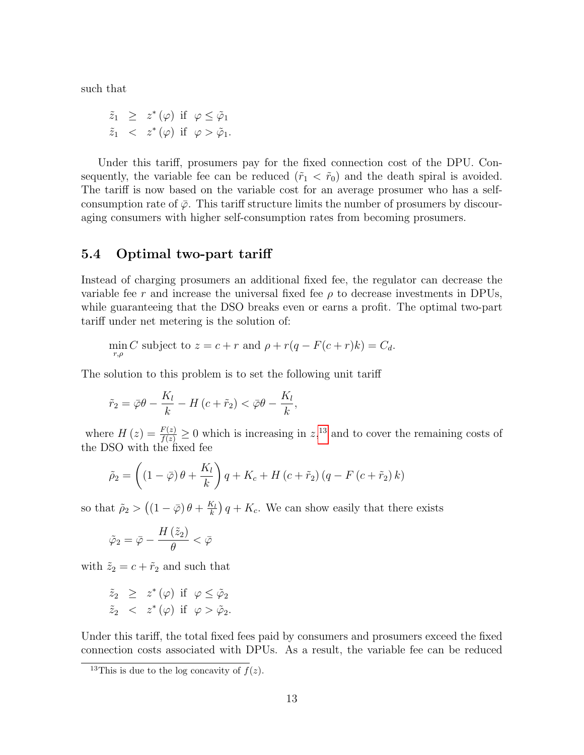such that

$$\begin{aligned} \tilde{z}_1 &\geq z^*(\varphi) \text{ if } \varphi \leq \tilde{\varphi}_1 \\ \tilde{z}_1 &< z^*(\varphi) \text{ if } \varphi > \tilde{\varphi}_1. \end{aligned}$$

Under this tariff, prosumers pay for the fixed connection cost of the DPU. Consequently, the variable fee can be reduced ($\tilde{r}_1 < \tilde{r}_0$) and the death spiral is avoided. The tariff is now based on the variable cost for an average prosumer who has a self-consumption rate of $\bar{\varphi}$. This tariff structure limits the number of prosumers by discouraging consumers with higher self-consumption rates from becoming prosumers.

### 5.4 Optimal two-part tariff

Instead of charging prosumers an additional fixed fee, the regulator can decrease the variable fee $r$ and increase the universal fixed fee $\rho$ to decrease investments in DPUs, while guaranteeing that the DSO breaks even or earns a profit. The optimal two-part tariff under net metering is the solution of:

$$\min_{r,\rho} C \text{ subject to } z = c + r \text{ and } \rho + r(q - F(c+r)k) = C_d.$$

The solution to this problem is to set the following unit tariff

$$\tilde{r}_2 = \bar{\varphi}\theta - \frac{K_l}{k} - H(c + \tilde{r}_2) < \bar{\varphi}\theta - \frac{K_l}{k},$$

where $H(z) = \frac{F(z)}{f(z)} \geq 0$ which is increasing in $z$,[13] and to cover the remaining costs of the DSO with the fixed fee

$$\tilde{\rho}_2 = \left((1-\bar{\varphi})\theta + \frac{K_l}{k}\right)q + K_c + H(c + \tilde{r}_2)(q - F(c + \tilde{r}_2)k)$$

so that $\tilde{\rho}_2 > \left((1-\bar{\varphi})\theta + \frac{K_l}{k}\right)q + K_c$. We can show easily that there exists

$$\tilde{\varphi}_2 = \bar{\varphi} - \frac{H(\tilde{z}_2)}{\theta} < \bar{\varphi}$$

with $\tilde{z}_2 = c + \tilde{r}_2$ and such that

$$\begin{aligned} \tilde{z}_2 &\geq z^*(\varphi) \text{ if } \varphi \leq \tilde{\varphi}_2 \\ \tilde{z}_2 &< z^*(\varphi) \text{ if } \varphi > \tilde{\varphi}_2. \end{aligned}$$

Under this tariff, the total fixed fees paid by consumers and prosumers exceed the fixed connection costs associated with DPUs. As a result, the variable fee can be reduced

[13] This is due to the log concavity of $f(z)$.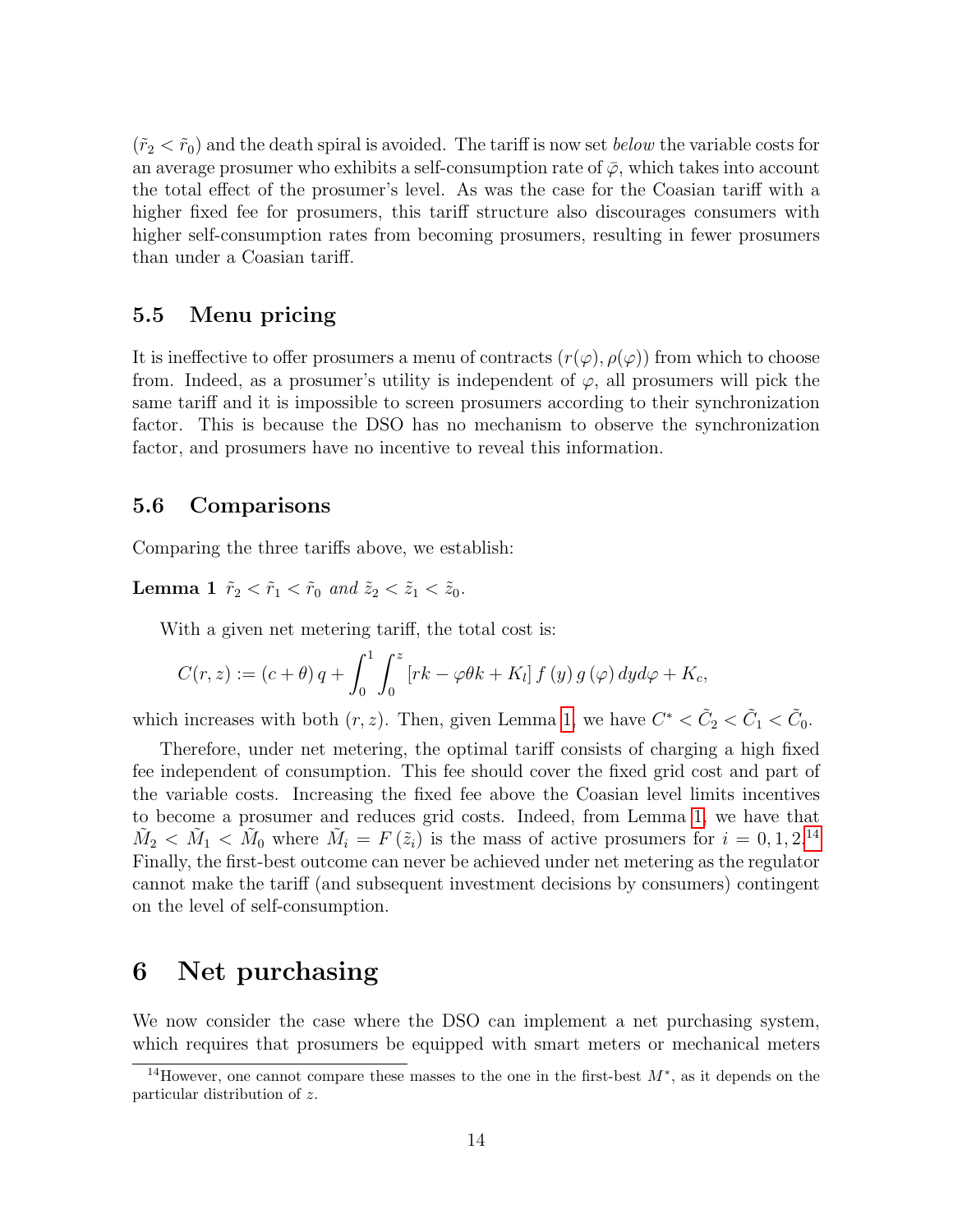$(\tilde{r}_2 < \tilde{r}_0)$ and the death spiral is avoided. The tariff is now set *below* the variable costs for an average prosumer who exhibits a self-consumption rate of $\bar{\varphi}$, which takes into account the total effect of the prosumer's level. As was the case for the Coasian tariff with a higher fixed fee for prosumers, this tariff structure also discourages consumers with higher self-consumption rates from becoming prosumers, resulting in fewer prosumers than under a Coasian tariff.

### 5.5 Menu pricing

It is ineffective to offer prosumers a menu of contracts $(r(\varphi), \rho(\varphi))$ from which to choose from. Indeed, as a prosumer's utility is independent of $\varphi$, all prosumers will pick the same tariff and it is impossible to screen prosumers according to their synchronization factor. This is because the DSO has no mechanism to observe the synchronization factor, and prosumers have no incentive to reveal this information.

### 5.6 Comparisons

Comparing the three tariffs above, we establish:

**Lemma 1** *$\tilde{r}_2 < \tilde{r}_1 < \tilde{r}_0$ and $\tilde{z}_2 < \tilde{z}_1 < \tilde{z}_0$.*

With a given net metering tariff, the total cost is:

$$C(r, z) := (c + \theta)\, q + \int_0^1 \int_0^z \left[rk - \varphi\theta k + K_l\right] f(y)\, g(\varphi)\, dy d\varphi + K_c,$$

which increases with both $(r, z)$. Then, given Lemma 1, we have $C^* < \tilde{C}_2 < \tilde{C}_1 < \tilde{C}_0$.

Therefore, under net metering, the optimal tariff consists of charging a high fixed fee independent of consumption. This fee should cover the fixed grid cost and part of the variable costs. Increasing the fixed fee above the Coasian level limits incentives to become a prosumer and reduces grid costs. Indeed, from Lemma 1, we have that $\tilde{M}_2 < \tilde{M}_1 < \tilde{M}_0$ where $\tilde{M}_i = F(\tilde{z}_i)$ is the mass of active prosumers for $i = 0, 1, 2$.[14] Finally, the first-best outcome can never be achieved under net metering as the regulator cannot make the tariff (and subsequent investment decisions by consumers) contingent on the level of self-consumption.

## 6 Net purchasing

We now consider the case where the DSO can implement a net purchasing system, which requires that prosumers be equipped with smart meters or mechanical meters

[14] However, one cannot compare these masses to the one in the first-best $M^*$, as it depends on the particular distribution of $z$.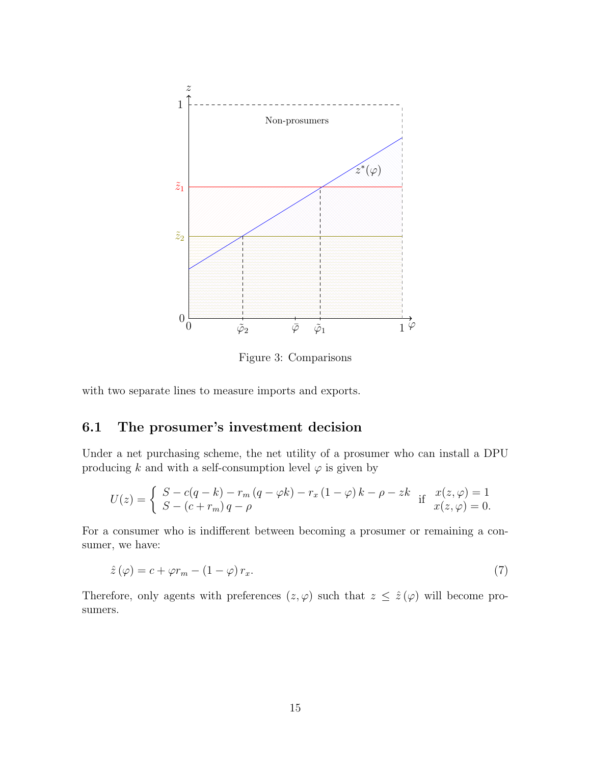Figure 3: Comparisons

with two separate lines to measure imports and exports.

### 6.1 The prosumer's investment decision

Under a net purchasing scheme, the net utility of a prosumer who can install a DPU producing $k$ and with a self-consumption level $\varphi$ is given by

$$U(z) = \begin{cases} S - c(q-k) - r_m\left(q - \varphi k\right) - r_x\left(1-\varphi\right)k - \rho - zk & \text{if} \quad x(z,\varphi) = 1 \\ S - \left(c + r_m\right)q - \rho & \phantom{\text{if}} \quad x(z,\varphi) = 0. \end{cases}$$

For a consumer who is indifferent between becoming a prosumer or remaining a consumer, we have:

$$\hat{z}\left(\varphi\right) = c + \varphi r_m - \left(1-\varphi\right)r_x. \tag{7}$$

Therefore, only agents with preferences $(z, \varphi)$ such that $z \leq \hat{z}\left(\varphi\right)$ will become prosumers.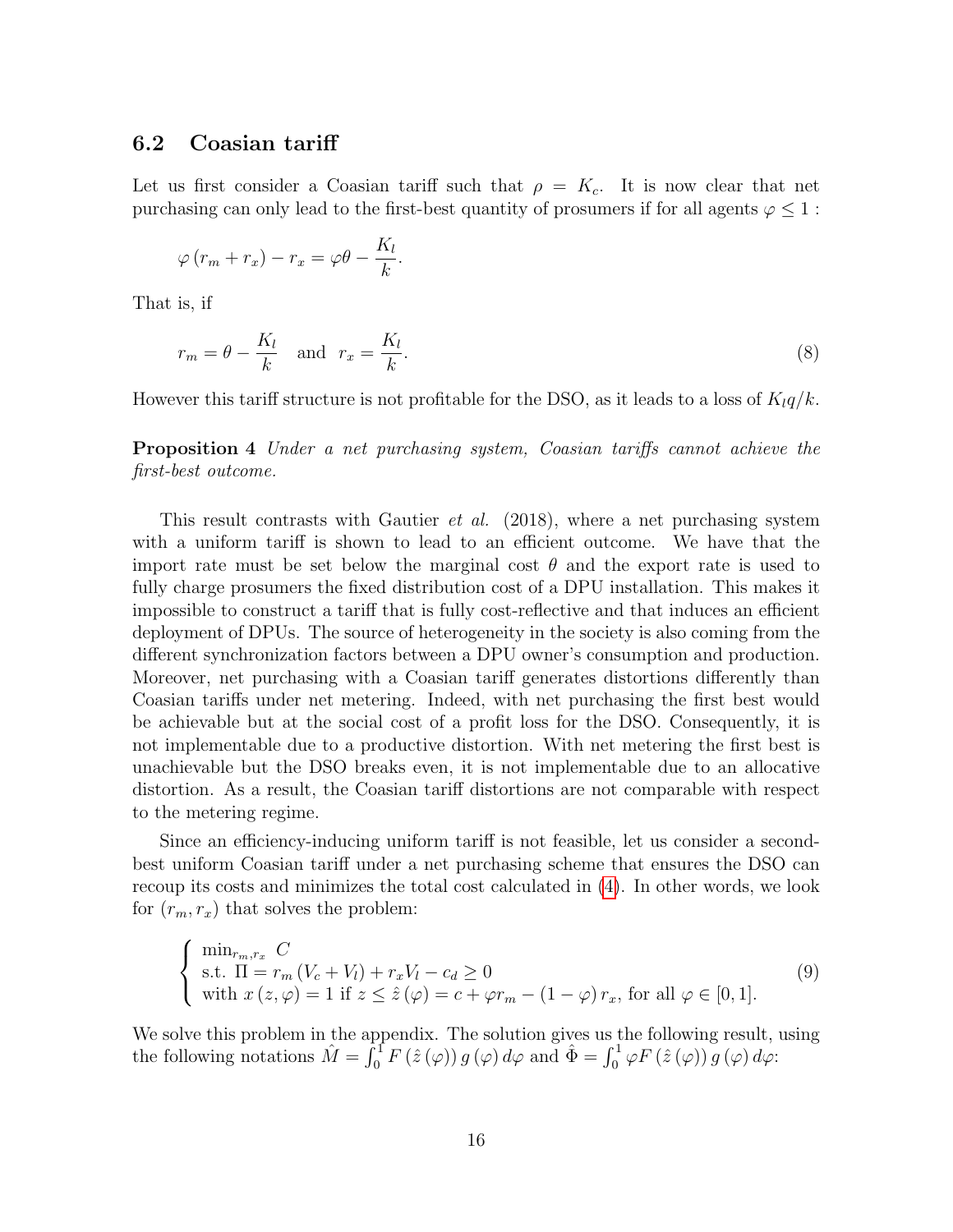### 6.2 Coasian tariff

Let us first consider a Coasian tariff such that $\rho = K_c$. It is now clear that net purchasing can only lead to the first-best quantity of prosumers if for all agents $\varphi \leq 1$ :

$$\varphi (r_m + r_x) - r_x = \varphi\theta - \frac{K_l}{k}.$$

That is, if

$$r_m = \theta - \frac{K_l}{k} \quad \text{and} \quad r_x = \frac{K_l}{k}. \tag{8}$$

However this tariff structure is not profitable for the DSO, as it leads to a loss of $K_l q/k$.

**Proposition 4** *Under a net purchasing system, Coasian tariffs cannot achieve the first-best outcome.*

This result contrasts with Gautier *et al.* (2018), where a net purchasing system with a uniform tariff is shown to lead to an efficient outcome. We have that the import rate must be set below the marginal cost $\theta$ and the export rate is used to fully charge prosumers the fixed distribution cost of a DPU installation. This makes it impossible to construct a tariff that is fully cost-reflective and that induces an efficient deployment of DPUs. The source of heterogeneity in the society is also coming from the different synchronization factors between a DPU owner's consumption and production. Moreover, net purchasing with a Coasian tariff generates distortions differently than Coasian tariffs under net metering. Indeed, with net purchasing the first best would be achievable but at the social cost of a profit loss for the DSO. Consequently, it is not implementable due to a productive distortion. With net metering the first best is unachievable but the DSO breaks even, it is not implementable due to an allocative distortion. As a result, the Coasian tariff distortions are not comparable with respect to the metering regime.

Since an efficiency-inducing uniform tariff is not feasible, let us consider a second-best uniform Coasian tariff under a net purchasing scheme that ensures the DSO can recoup its costs and minimizes the total cost calculated in (4). In other words, we look for $(r_m, r_x)$ that solves the problem:

$$\begin{cases} \min_{r_m, r_x} \ C \\ \text{s.t. } \Pi = r_m (V_c + V_l) + r_x V_l - c_d \geq 0 \\ \text{with } x(z, \varphi) = 1 \text{ if } z \leq \hat{z}(\varphi) = c + \varphi r_m - (1 - \varphi) r_x, \text{ for all } \varphi \in [0, 1]. \end{cases} \tag{9}$$

We solve this problem in the appendix. The solution gives us the following result, using the following notations $\hat{M} = \int_0^1 F(\hat{z}(\varphi)) g(\varphi) d\varphi$ and $\hat{\Phi} = \int_0^1 \varphi F(\hat{z}(\varphi)) g(\varphi) d\varphi$: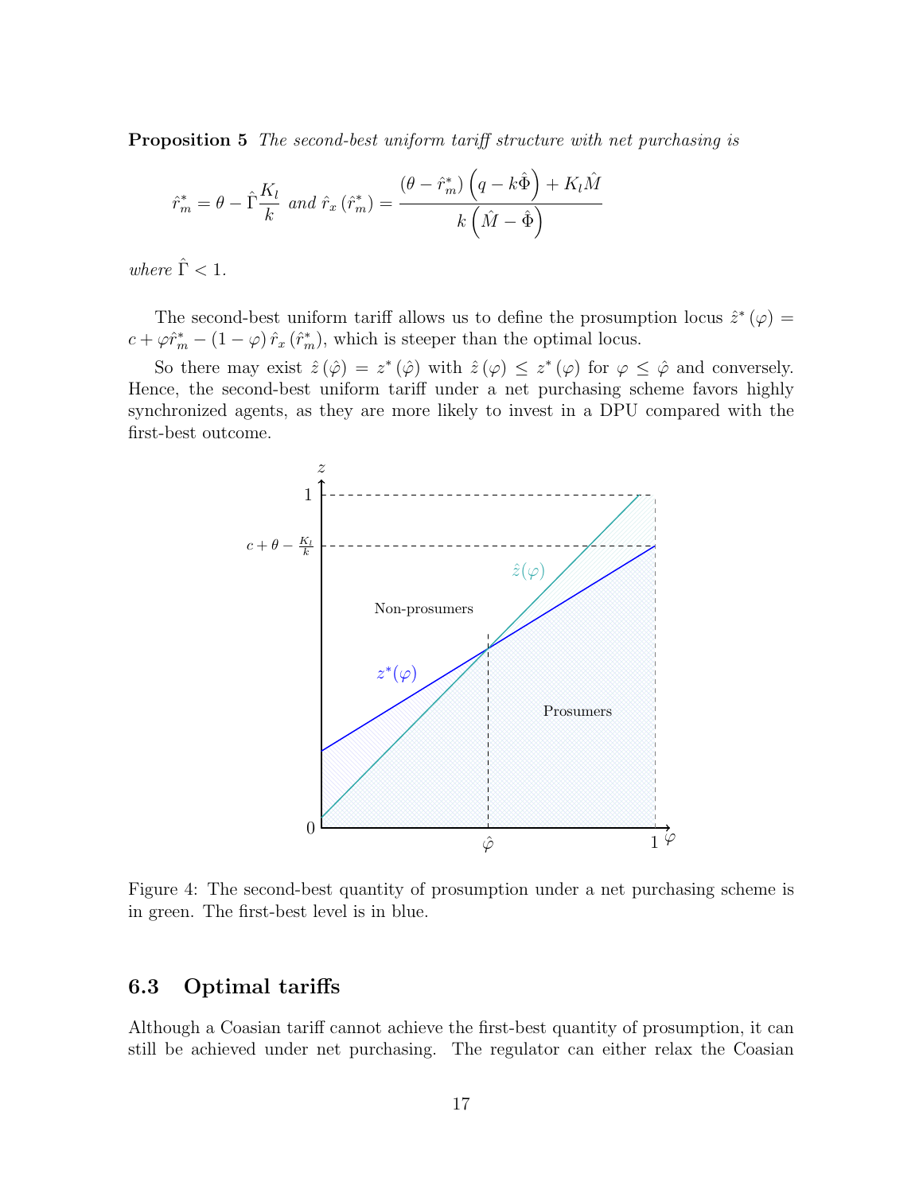**Proposition 5** *The second-best uniform tariff structure with net purchasing is*

$$\hat{r}_m^* = \theta - \hat{\Gamma}\frac{K_l}{k} \text{ and } \hat{r}_x\left(\hat{r}_m^*\right) = \frac{\left(\theta - \hat{r}_m^*\right)\left(q - k\hat{\Phi}\right) + K_l \hat{M}}{k\left(\hat{M} - \hat{\Phi}\right)}$$

*where* $\hat{\Gamma} < 1$.

The second-best uniform tariff allows us to define the prosumption locus $\hat{z}^*(\varphi) = c + \varphi \hat{r}_m^* - (1 - \varphi)\hat{r}_x(\hat{r}_m^*)$, which is steeper than the optimal locus.

So there may exist $\hat{z}(\hat{\varphi}) = z^*(\hat{\varphi})$ with $\hat{z}(\varphi) \leq z^*(\varphi)$ for $\varphi \leq \hat{\varphi}$ and conversely. Hence, the second-best uniform tariff under a net purchasing scheme favors highly synchronized agents, as they are more likely to invest in a DPU compared with the first-best outcome.

Figure 4: The second-best quantity of prosumption under a net purchasing scheme is in green. The first-best level is in blue.

### 6.3 Optimal tariffs

Although a Coasian tariff cannot achieve the first-best quantity of prosumption, it can still be achieved under net purchasing. The regulator can either relax the Coasian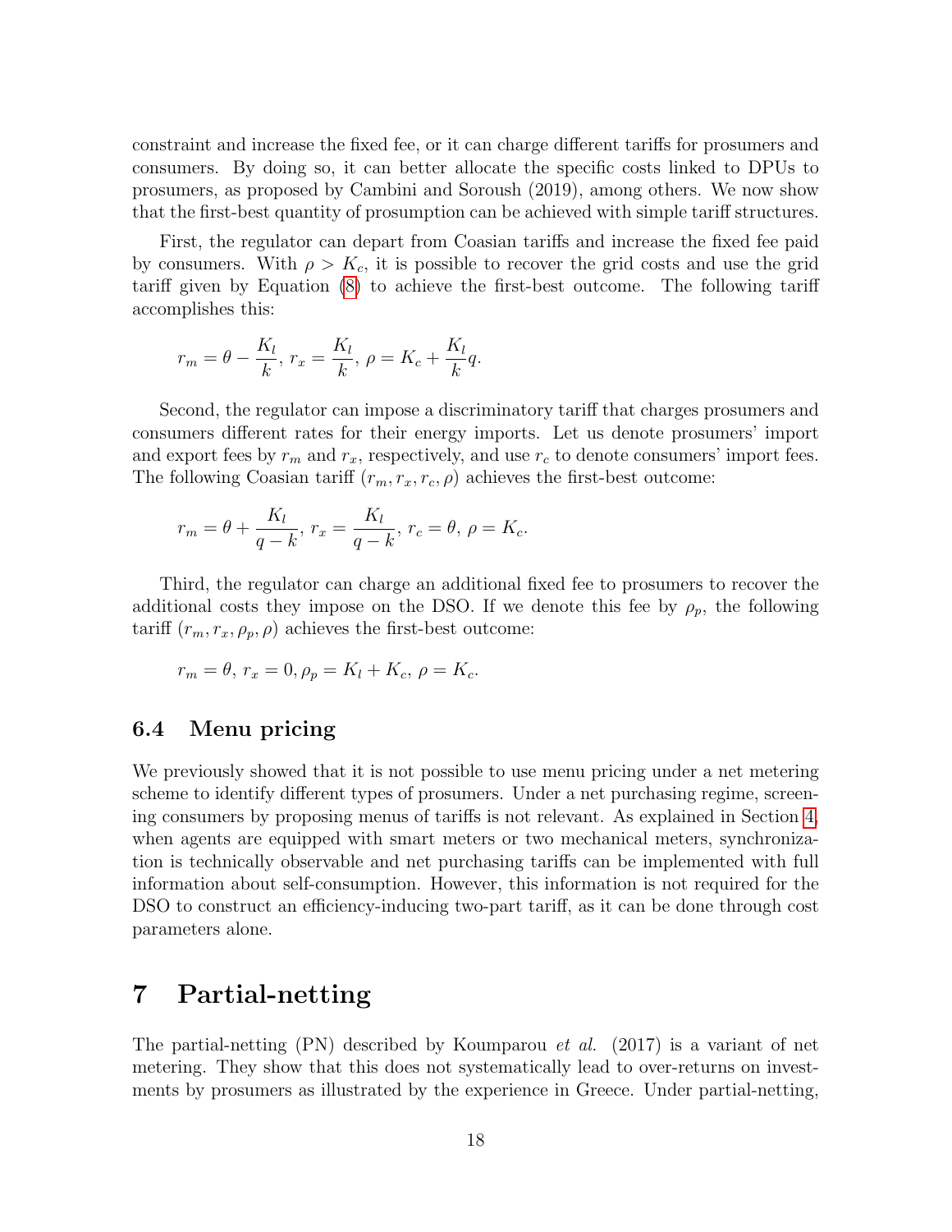constraint and increase the fixed fee, or it can charge different tariffs for prosumers and consumers. By doing so, it can better allocate the specific costs linked to DPUs to prosumers, as proposed by Cambini and Soroush (2019), among others. We now show that the first-best quantity of prosumption can be achieved with simple tariff structures.

First, the regulator can depart from Coasian tariffs and increase the fixed fee paid by consumers. With $\rho > K_c$, it is possible to recover the grid costs and use the grid tariff given by Equation (8) to achieve the first-best outcome. The following tariff accomplishes this:

$$r_m = \theta - \frac{K_l}{k},\ r_x = \frac{K_l}{k},\ \rho = K_c + \frac{K_l}{k}q.$$

Second, the regulator can impose a discriminatory tariff that charges prosumers and consumers different rates for their energy imports. Let us denote prosumers' import and export fees by $r_m$ and $r_x$, respectively, and use $r_c$ to denote consumers' import fees. The following Coasian tariff $(r_m, r_x, r_c, \rho)$ achieves the first-best outcome:

$$r_m = \theta + \frac{K_l}{q-k},\ r_x = \frac{K_l}{q-k},\ r_c = \theta,\ \rho = K_c.$$

Third, the regulator can charge an additional fixed fee to prosumers to recover the additional costs they impose on the DSO. If we denote this fee by $\rho_p$, the following tariff $(r_m, r_x, \rho_p, \rho)$ achieves the first-best outcome:

$$r_m = \theta,\ r_x = 0, \rho_p = K_l + K_c,\ \rho = K_c.$$

### 6.4 Menu pricing

We previously showed that it is not possible to use menu pricing under a net metering scheme to identify different types of prosumers. Under a net purchasing regime, screening consumers by proposing menus of tariffs is not relevant. As explained in Section 4, when agents are equipped with smart meters or two mechanical meters, synchronization is technically observable and net purchasing tariffs can be implemented with full information about self-consumption. However, this information is not required for the DSO to construct an efficiency-inducing two-part tariff, as it can be done through cost parameters alone.

## 7 Partial-netting

The partial-netting (PN) described by Koumparou *et al.* (2017) is a variant of net metering. They show that this does not systematically lead to over-returns on investments by prosumers as illustrated by the experience in Greece. Under partial-netting,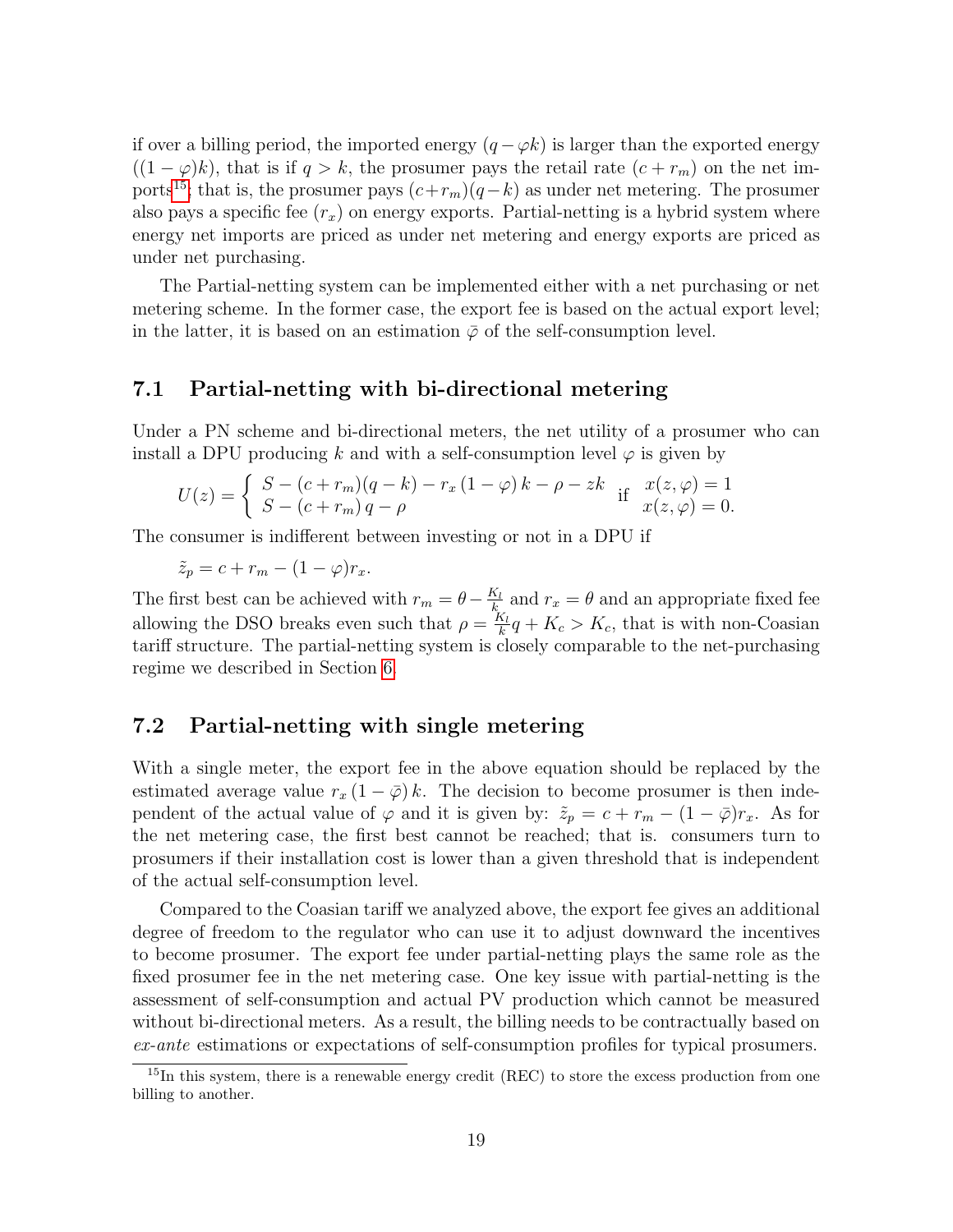if over a billing period, the imported energy $(q - \varphi k)$ is larger than the exported energy $((1-\varphi)k)$, that is if $q > k$, the prosumer pays the retail rate $(c + r_m)$ on the net imports[15]; that is, the prosumer pays $(c+r_m)(q-k)$ as under net metering. The prosumer also pays a specific fee $(r_x)$ on energy exports. Partial-netting is a hybrid system where energy net imports are priced as under net metering and energy exports are priced as under net purchasing.

The Partial-netting system can be implemented either with a net purchasing or net metering scheme. In the former case, the export fee is based on the actual export level; in the latter, it is based on an estimation $\bar{\varphi}$ of the self-consumption level.

## 7.1 Partial-netting with bi-directional metering

Under a PN scheme and bi-directional meters, the net utility of a prosumer who can install a DPU producing $k$ and with a self-consumption level $\varphi$ is given by

$$U(z) = \begin{cases} S - (c + r_m)(q - k) - r_x (1 - \varphi) k - \rho - zk \\ S - (c + r_m) q - \rho \end{cases} \text{if} \begin{array}{l} x(z, \varphi) = 1 \\ x(z, \varphi) = 0. \end{array}$$

The consumer is indifferent between investing or not in a DPU if

$$\tilde{z}_p = c + r_m - (1 - \varphi) r_x.$$

The first best can be achieved with $r_m = \theta - \frac{K_l}{k}$ and $r_x = \theta$ and an appropriate fixed fee allowing the DSO breaks even such that $\rho = \frac{K_l}{k} q + K_c > K_c$, that is with non-Coasian tariff structure. The partial-netting system is closely comparable to the net-purchasing regime we described in Section 6.

## 7.2 Partial-netting with single metering

With a single meter, the export fee in the above equation should be replaced by the estimated average value $r_x (1 - \bar{\varphi}) k$. The decision to become prosumer is then independent of the actual value of $\varphi$ and it is given by: $\tilde{z}_p = c + r_m - (1 - \bar{\varphi}) r_x$. As for the net metering case, the first best cannot be reached; that is. consumers turn to prosumers if their installation cost is lower than a given threshold that is independent of the actual self-consumption level.

Compared to the Coasian tariff we analyzed above, the export fee gives an additional degree of freedom to the regulator who can use it to adjust downward the incentives to become prosumer. The export fee under partial-netting plays the same role as the fixed prosumer fee in the net metering case. One key issue with partial-netting is the assessment of self-consumption and actual PV production which cannot be measured without bi-directional meters. As a result, the billing needs to be contractually based on *ex-ante* estimations or expectations of self-consumption profiles for typical prosumers.

[15] In this system, there is a renewable energy credit (REC) to store the excess production from one billing to another.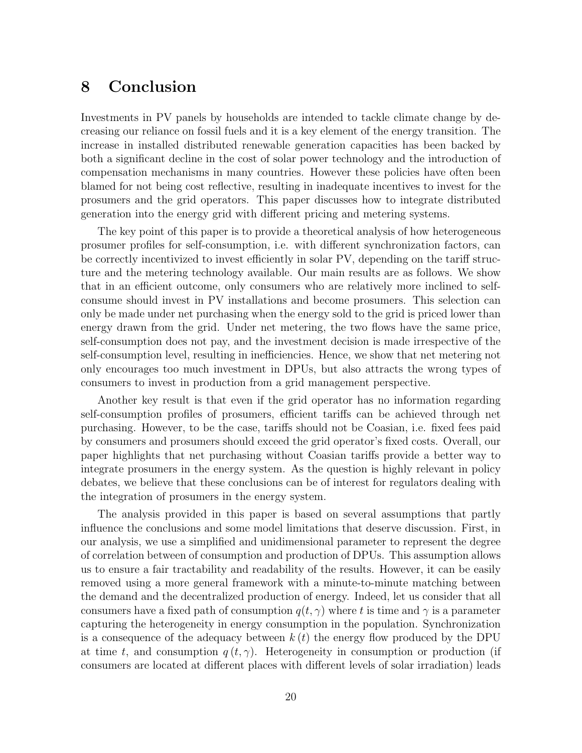## 8 Conclusion

Investments in PV panels by households are intended to tackle climate change by decreasing our reliance on fossil fuels and it is a key element of the energy transition. The increase in installed distributed renewable generation capacities has been backed by both a significant decline in the cost of solar power technology and the introduction of compensation mechanisms in many countries. However these policies have often been blamed for not being cost reflective, resulting in inadequate incentives to invest for the prosumers and the grid operators. This paper discusses how to integrate distributed generation into the energy grid with different pricing and metering systems.

The key point of this paper is to provide a theoretical analysis of how heterogeneous prosumer profiles for self-consumption, i.e. with different synchronization factors, can be correctly incentivized to invest efficiently in solar PV, depending on the tariff structure and the metering technology available. Our main results are as follows. We show that in an efficient outcome, only consumers who are relatively more inclined to self-consume should invest in PV installations and become prosumers. This selection can only be made under net purchasing when the energy sold to the grid is priced lower than energy drawn from the grid. Under net metering, the two flows have the same price, self-consumption does not pay, and the investment decision is made irrespective of the self-consumption level, resulting in inefficiencies. Hence, we show that net metering not only encourages too much investment in DPUs, but also attracts the wrong types of consumers to invest in production from a grid management perspective.

Another key result is that even if the grid operator has no information regarding self-consumption profiles of prosumers, efficient tariffs can be achieved through net purchasing. However, to be the case, tariffs should not be Coasian, i.e. fixed fees paid by consumers and prosumers should exceed the grid operator's fixed costs. Overall, our paper highlights that net purchasing without Coasian tariffs provide a better way to integrate prosumers in the energy system. As the question is highly relevant in policy debates, we believe that these conclusions can be of interest for regulators dealing with the integration of prosumers in the energy system.

The analysis provided in this paper is based on several assumptions that partly influence the conclusions and some model limitations that deserve discussion. First, in our analysis, we use a simplified and unidimensional parameter to represent the degree of correlation between of consumption and production of DPUs. This assumption allows us to ensure a fair tractability and readability of the results. However, it can be easily removed using a more general framework with a minute-to-minute matching between the demand and the decentralized production of energy. Indeed, let us consider that all consumers have a fixed path of consumption $q(t, \gamma)$ where $t$ is time and $\gamma$ is a parameter capturing the heterogeneity in energy consumption in the population. Synchronization is a consequence of the adequacy between $k(t)$ the energy flow produced by the DPU at time $t$, and consumption $q(t, \gamma)$. Heterogeneity in consumption or production (if consumers are located at different places with different levels of solar irradiation) leads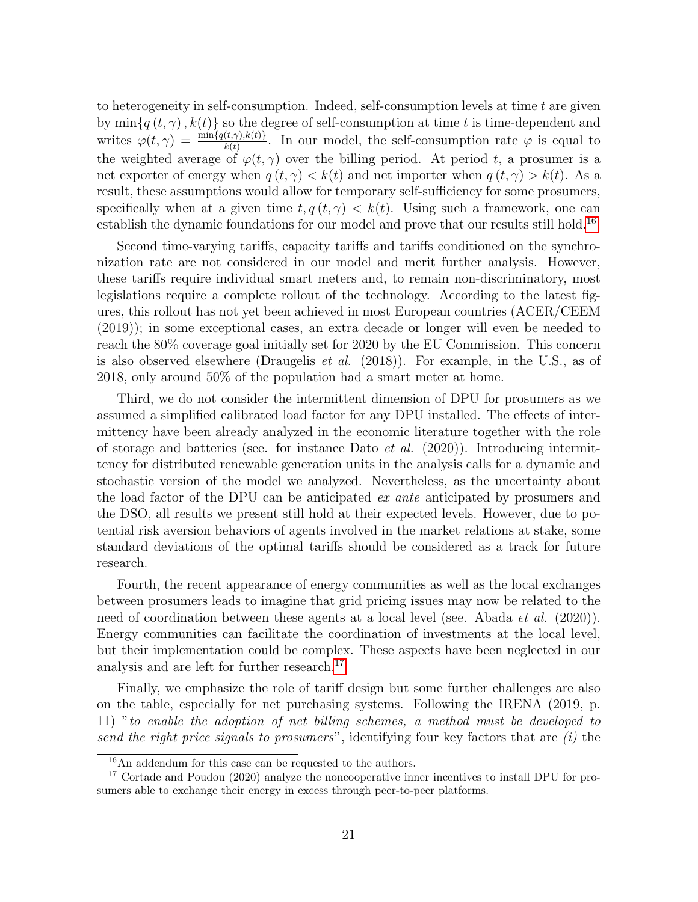to heterogeneity in self-consumption. Indeed, self-consumption levels at time $t$ are given by $\min\{q(t,\gamma), k(t)\}$ so the degree of self-consumption at time $t$ is time-dependent and writes $\varphi(t,\gamma) = \frac{\min\{q(t,\gamma),k(t)\}}{k(t)}$. In our model, the self-consumption rate $\varphi$ is equal to the weighted average of $\varphi(t,\gamma)$ over the billing period. At period $t$, a prosumer is a net exporter of energy when $q(t,\gamma) < k(t)$ and net importer when $q(t,\gamma) > k(t)$. As a result, these assumptions would allow for temporary self-sufficiency for some prosumers, specifically when at a given time $t, q(t,\gamma) < k(t)$. Using such a framework, one can establish the dynamic foundations for our model and prove that our results still hold.[16]

Second time-varying tariffs, capacity tariffs and tariffs conditioned on the synchronization rate are not considered in our model and merit further analysis. However, these tariffs require individual smart meters and, to remain non-discriminatory, most legislations require a complete rollout of the technology. According to the latest figures, this rollout has not yet been achieved in most European countries (ACER/CEEM (2019)); in some exceptional cases, an extra decade or longer will even be needed to reach the 80% coverage goal initially set for 2020 by the EU Commission. This concern is also observed elsewhere (Draugelis *et al.* (2018)). For example, in the U.S., as of 2018, only around 50% of the population had a smart meter at home.

Third, we do not consider the intermittent dimension of DPU for prosumers as we assumed a simplified calibrated load factor for any DPU installed. The effects of intermittency have been already analyzed in the economic literature together with the role of storage and batteries (see. for instance Dato *et al.* (2020)). Introducing intermittency for distributed renewable generation units in the analysis calls for a dynamic and stochastic version of the model we analyzed. Nevertheless, as the uncertainty about the load factor of the DPU can be anticipated *ex ante* anticipated by prosumers and the DSO, all results we present still hold at their expected levels. However, due to potential risk aversion behaviors of agents involved in the market relations at stake, some standard deviations of the optimal tariffs should be considered as a track for future research.

Fourth, the recent appearance of energy communities as well as the local exchanges between prosumers leads to imagine that grid pricing issues may now be related to the need of coordination between these agents at a local level (see. Abada *et al.* (2020)). Energy communities can facilitate the coordination of investments at the local level, but their implementation could be complex. These aspects have been neglected in our analysis and are left for further research.[17]

Finally, we emphasize the role of tariff design but some further challenges are also on the table, especially for net purchasing systems. Following the IRENA (2019, p. 11) "*to enable the adoption of net billing schemes, a method must be developed to send the right price signals to prosumers*", identifying four key factors that are *(i)* the

---

[16] An addendum for this case can be requested to the authors.

[17] Cortade and Poudou (2020) analyze the noncooperative inner incentives to install DPU for prosumers able to exchange their energy in excess through peer-to-peer platforms.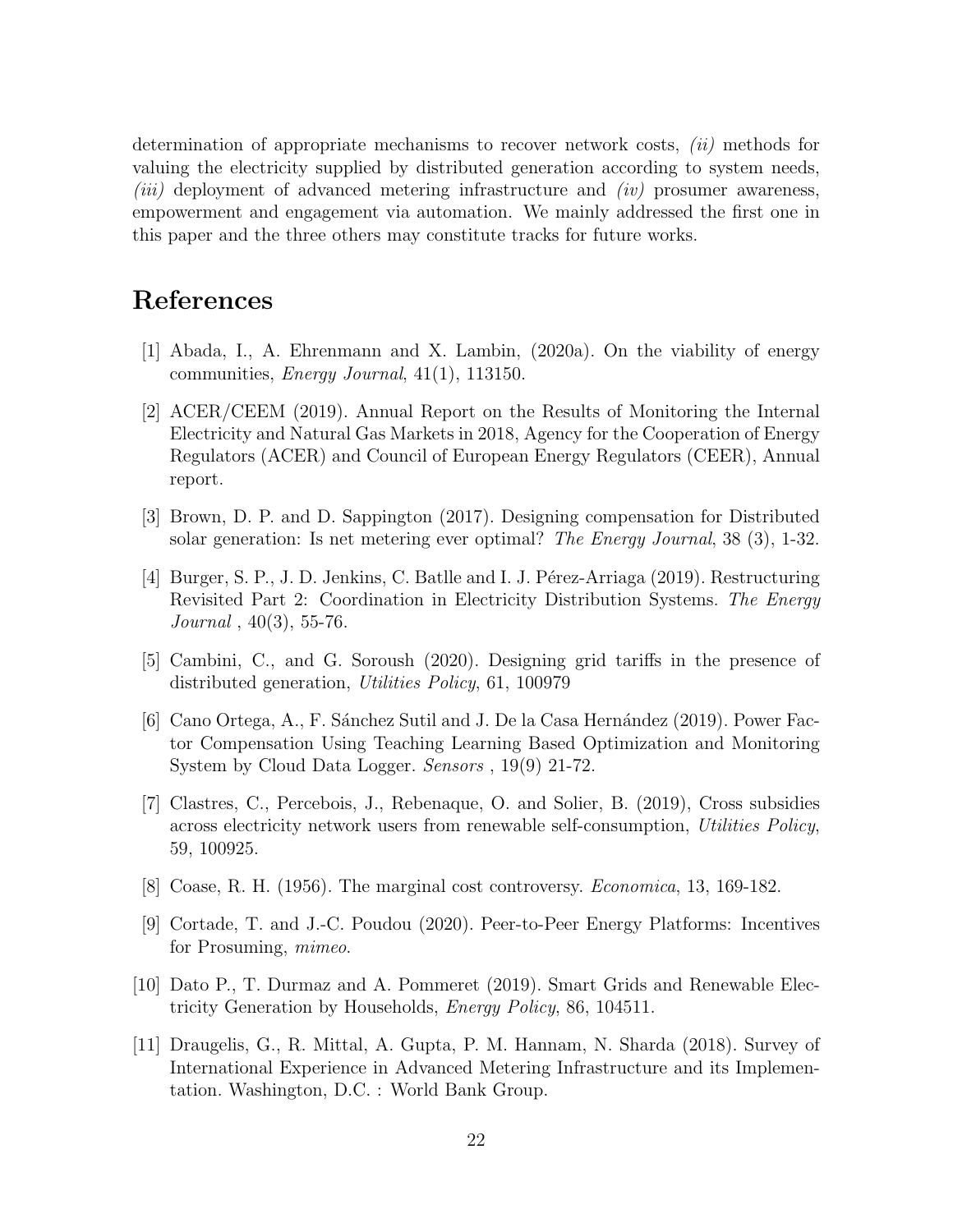determination of appropriate mechanisms to recover network costs, *(ii)* methods for valuing the electricity supplied by distributed generation according to system needs, *(iii)* deployment of advanced metering infrastructure and *(iv)* prosumer awareness, empowerment and engagement via automation. We mainly addressed the first one in this paper and the three others may constitute tracks for future works.

# References

[1] Abada, I., A. Ehrenmann and X. Lambin, (2020a). On the viability of energy communities, *Energy Journal*, 41(1), 113150.

[2] ACER/CEEM (2019). Annual Report on the Results of Monitoring the Internal Electricity and Natural Gas Markets in 2018, Agency for the Cooperation of Energy Regulators (ACER) and Council of European Energy Regulators (CEER), Annual report.

[3] Brown, D. P. and D. Sappington (2017). Designing compensation for Distributed solar generation: Is net metering ever optimal? *The Energy Journal*, 38 (3), 1-32.

[4] Burger, S. P., J. D. Jenkins, C. Batlle and I. J. Pérez-Arriaga (2019). Restructuring Revisited Part 2: Coordination in Electricity Distribution Systems. *The Energy Journal* , 40(3), 55-76.

[5] Cambini, C., and G. Soroush (2020). Designing grid tariffs in the presence of distributed generation, *Utilities Policy*, 61, 100979

[6] Cano Ortega, A., F. Sánchez Sutil and J. De la Casa Hernández (2019). Power Factor Compensation Using Teaching Learning Based Optimization and Monitoring System by Cloud Data Logger. *Sensors* , 19(9) 21-72.

[7] Clastres, C., Percebois, J., Rebenaque, O. and Solier, B. (2019), Cross subsidies across electricity network users from renewable self-consumption, *Utilities Policy*, 59, 100925.

[8] Coase, R. H. (1956). The marginal cost controversy. *Economica*, 13, 169-182.

[9] Cortade, T. and J.-C. Poudou (2020). Peer-to-Peer Energy Platforms: Incentives for Prosuming, *mimeo*.

[10] Dato P., T. Durmaz and A. Pommeret (2019). Smart Grids and Renewable Electricity Generation by Households, *Energy Policy*, 86, 104511.

[11] Draugelis, G., R. Mittal, A. Gupta, P. M. Hannam, N. Sharda (2018). Survey of International Experience in Advanced Metering Infrastructure and its Implementation. Washington, D.C. : World Bank Group.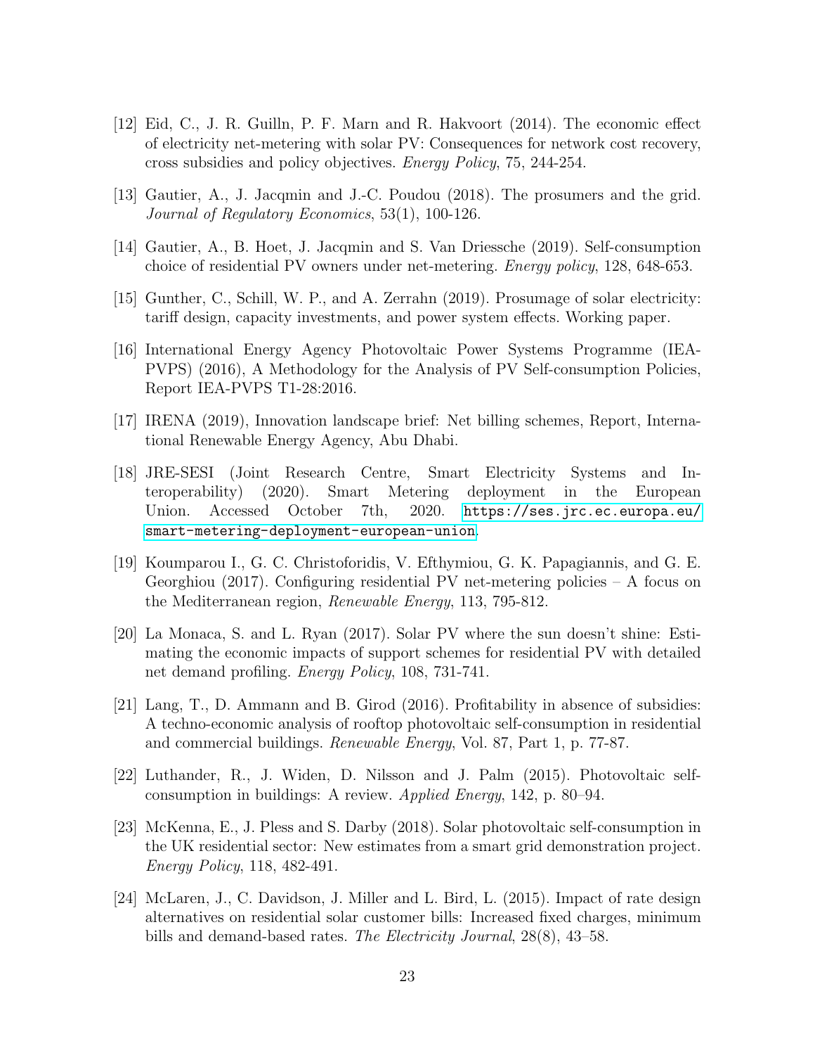[12] Eid, C., J. R. Guilln, P. F. Marn and R. Hakvoort (2014). The economic effect of electricity net-metering with solar PV: Consequences for network cost recovery, cross subsidies and policy objectives. *Energy Policy*, 75, 244-254.

[13] Gautier, A., J. Jacqmin and J.-C. Poudou (2018). The prosumers and the grid. *Journal of Regulatory Economics*, 53(1), 100-126.

[14] Gautier, A., B. Hoet, J. Jacqmin and S. Van Driessche (2019). Self-consumption choice of residential PV owners under net-metering. *Energy policy*, 128, 648-653.

[15] Gunther, C., Schill, W. P., and A. Zerrahn (2019). Prosumage of solar electricity: tariff design, capacity investments, and power system effects. Working paper.

[16] International Energy Agency Photovoltaic Power Systems Programme (IEA-PVPS) (2016), A Methodology for the Analysis of PV Self-consumption Policies, Report IEA-PVPS T1-28:2016.

[17] IRENA (2019), Innovation landscape brief: Net billing schemes, Report, International Renewable Energy Agency, Abu Dhabi.

[18] JRE-SESI (Joint Research Centre, Smart Electricity Systems and Interoperability) (2020). Smart Metering deployment in the European Union. Accessed October 7th, 2020. https://ses.jrc.ec.europa.eu/smart-metering-deployment-european-union.

[19] Koumparou I., G. C. Christoforidis, V. Efthymiou, G. K. Papagiannis, and G. E. Georghiou (2017). Configuring residential PV net-metering policies – A focus on the Mediterranean region, *Renewable Energy*, 113, 795-812.

[20] La Monaca, S. and L. Ryan (2017). Solar PV where the sun doesn't shine: Estimating the economic impacts of support schemes for residential PV with detailed net demand profiling. *Energy Policy*, 108, 731-741.

[21] Lang, T., D. Ammann and B. Girod (2016). Profitability in absence of subsidies: A techno-economic analysis of rooftop photovoltaic self-consumption in residential and commercial buildings. *Renewable Energy*, Vol. 87, Part 1, p. 77-87.

[22] Luthander, R., J. Widen, D. Nilsson and J. Palm (2015). Photovoltaic self-consumption in buildings: A review. *Applied Energy*, 142, p. 80–94.

[23] McKenna, E., J. Pless and S. Darby (2018). Solar photovoltaic self-consumption in the UK residential sector: New estimates from a smart grid demonstration project. *Energy Policy*, 118, 482-491.

[24] McLaren, J., C. Davidson, J. Miller and L. Bird, L. (2015). Impact of rate design alternatives on residential solar customer bills: Increased fixed charges, minimum bills and demand-based rates. *The Electricity Journal*, 28(8), 43–58.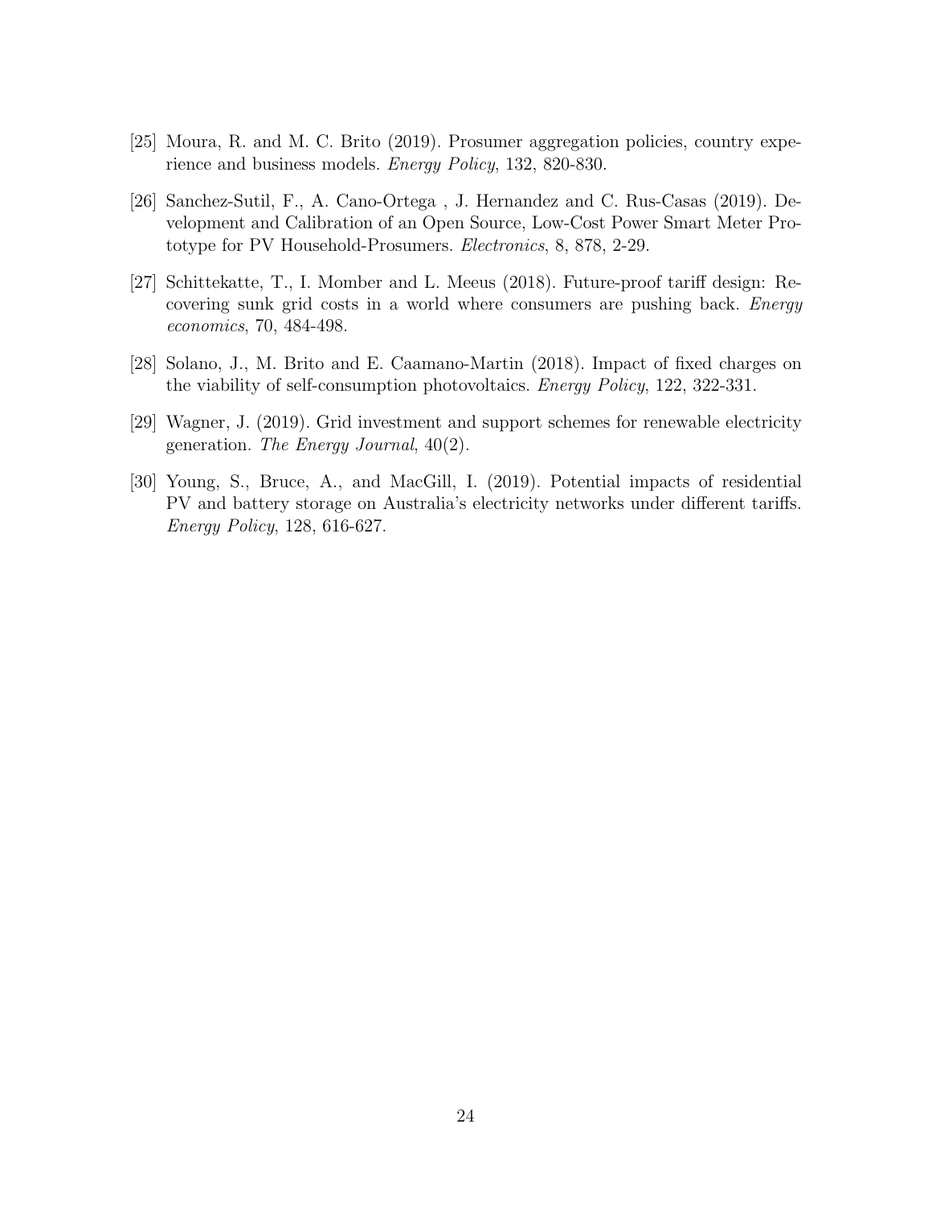[25] Moura, R. and M. C. Brito (2019). Prosumer aggregation policies, country experience and business models. *Energy Policy*, 132, 820-830.

[26] Sanchez-Sutil, F., A. Cano-Ortega , J. Hernandez and C. Rus-Casas (2019). Development and Calibration of an Open Source, Low-Cost Power Smart Meter Prototype for PV Household-Prosumers. *Electronics*, 8, 878, 2-29.

[27] Schittekatte, T., I. Momber and L. Meeus (2018). Future-proof tariff design: Recovering sunk grid costs in a world where consumers are pushing back. *Energy economics*, 70, 484-498.

[28] Solano, J., M. Brito and E. Caamano-Martin (2018). Impact of fixed charges on the viability of self-consumption photovoltaics. *Energy Policy*, 122, 322-331.

[29] Wagner, J. (2019). Grid investment and support schemes for renewable electricity generation. *The Energy Journal*, 40(2).

[30] Young, S., Bruce, A., and MacGill, I. (2019). Potential impacts of residential PV and battery storage on Australia's electricity networks under different tariffs. *Energy Policy*, 128, 616-627.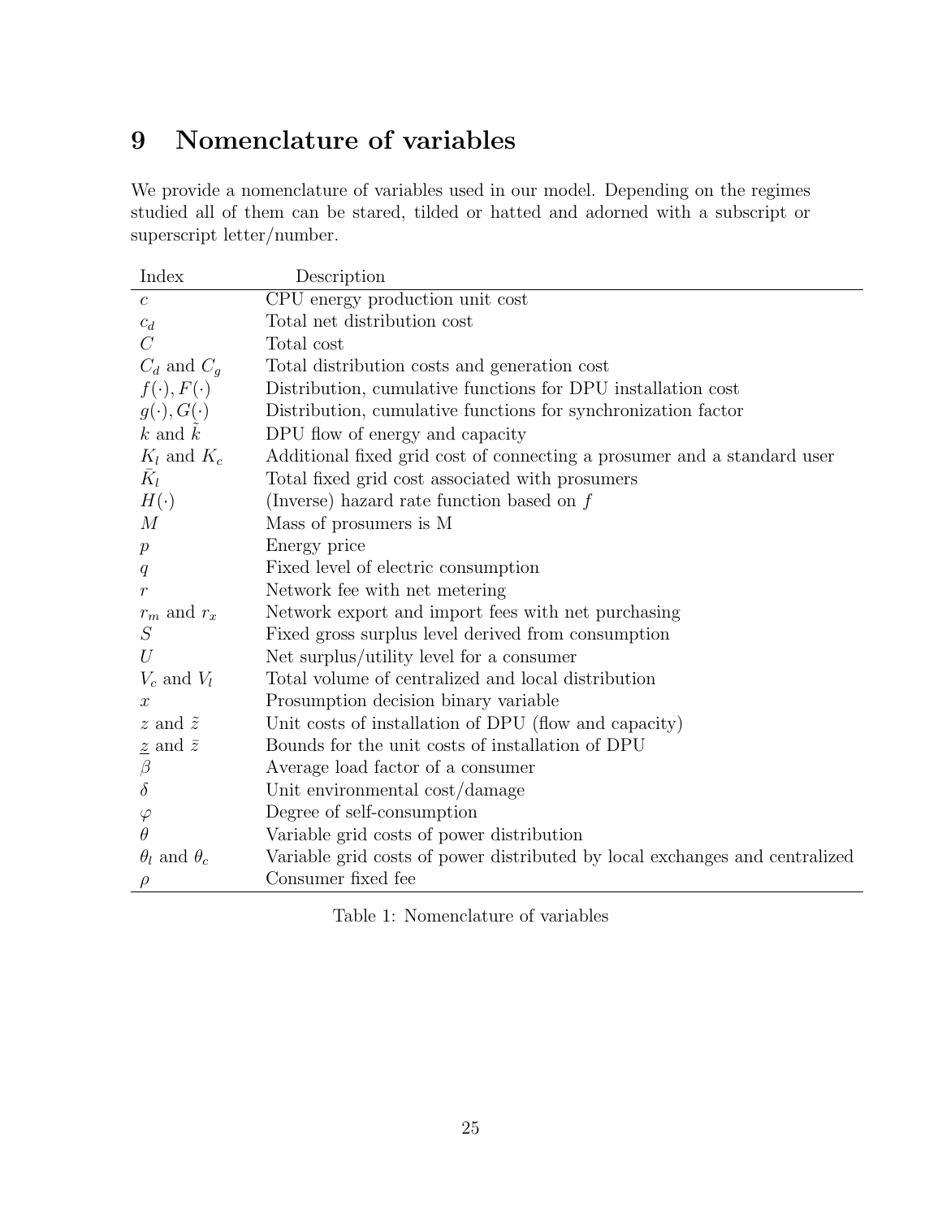## 9 Nomenclature of variables

We provide a nomenclature of variables used in our model. Depending on the regimes studied all of them can be stared, tilded or hatted and adorned with a subscript or superscript letter/number.

| Index | Description |
|---|---|
| $c$ | CPU energy production unit cost |
| $c_d$ | Total net distribution cost |
| $C$ | Total cost |
| $C_d$ and $C_g$ | Total distribution costs and generation cost |
| $f(\cdot), F(\cdot)$ | Distribution, cumulative functions for DPU installation cost |
| $g(\cdot), G(\cdot)$ | Distribution, cumulative functions for synchronization factor |
| $k$ and $\tilde{k}$ | DPU flow of energy and capacity |
| $K_l$ and $K_c$ | Additional fixed grid cost of connecting a prosumer and a standard user |
| $\bar{K}_l$ | Total fixed grid cost associated with prosumers |
| $H(\cdot)$ | (Inverse) hazard rate function based on $f$ |
| $M$ | Mass of prosumers is M |
| $p$ | Energy price |
| $q$ | Fixed level of electric consumption |
| $r$ | Network fee with net metering |
| $r_m$ and $r_x$ | Network export and import fees with net purchasing |
| $S$ | Fixed gross surplus level derived from consumption |
| $U$ | Net surplus/utility level for a consumer |
| $V_c$ and $V_l$ | Total volume of centralized and local distribution |
| $x$ | Prosumption decision binary variable |
| $z$ and $\tilde{z}$ | Unit costs of installation of DPU (flow and capacity) |
| $\underline{z}$ and $\bar{z}$ | Bounds for the unit costs of installation of DPU |
| $\beta$ | Average load factor of a consumer |
| $\delta$ | Unit environmental cost/damage |
| $\varphi$ | Degree of self-consumption |
| $\theta$ | Variable grid costs of power distribution |
| $\theta_l$ and $\theta_c$ | Variable grid costs of power distributed by local exchanges and centralized |
| $\rho$ | Consumer fixed fee |

Table 1: Nomenclature of variables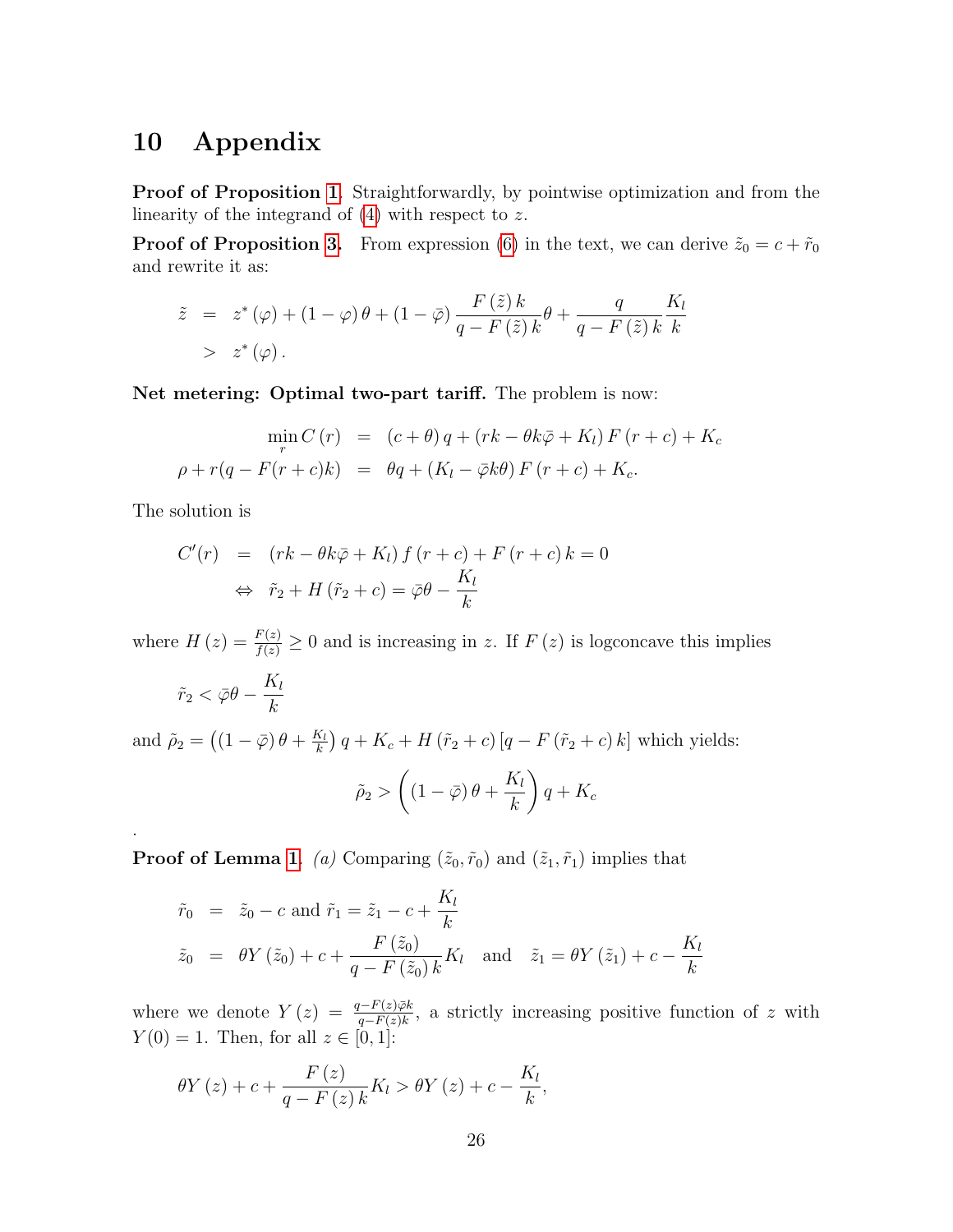# 10 Appendix

**Proof of Proposition 1.** Straightforwardly, by pointwise optimization and from the linearity of the integrand of (4) with respect to $z$.

**Proof of Proposition 3.** From expression (6) in the text, we can derive $\tilde{z}_0 = c + \tilde{r}_0$ and rewrite it as:

$$\begin{aligned}
\tilde{z} &= z^*(\varphi) + (1-\varphi)\theta + (1-\bar{\varphi})\frac{F(\tilde{z})k}{q - F(\tilde{z})k}\theta + \frac{q}{q - F(\tilde{z})k}\frac{K_l}{k} \\
&> z^*(\varphi).
\end{aligned}$$

**Net metering: Optimal two-part tariff.** The problem is now:

$$\begin{aligned}
\min_r C(r) &= (c+\theta)q + (rk - \theta k\bar{\varphi} + K_l)F(r+c) + K_c \\
\rho + r(q - F(r+c)k) &= \theta q + (K_l - \bar{\varphi}k\theta)F(r+c) + K_c.
\end{aligned}$$

The solution is

$$\begin{aligned}
C'(r) &= (rk - \theta k\bar{\varphi} + K_l)f(r+c) + F(r+c)k = 0 \\
&\Leftrightarrow \; \tilde{r}_2 + H(\tilde{r}_2 + c) = \bar{\varphi}\theta - \frac{K_l}{k}
\end{aligned}$$

where $H(z) = \frac{F(z)}{f(z)} \geq 0$ and is increasing in $z$. If $F(z)$ is logconcave this implies

$$\tilde{r}_2 < \bar{\varphi}\theta - \frac{K_l}{k}$$

and $\tilde{\rho}_2 = \left((1-\bar{\varphi})\theta + \frac{K_l}{k}\right)q + K_c + H(\tilde{r}_2 + c)\left[q - F(\tilde{r}_2 + c)k\right]$ which yields:

$$\tilde{\rho}_2 > \left((1-\bar{\varphi})\theta + \frac{K_l}{k}\right)q + K_c$$

.

**Proof of Lemma 1.** *(a)* Comparing $(\tilde{z}_0, \tilde{r}_0)$ and $(\tilde{z}_1, \tilde{r}_1)$ implies that

$$\begin{aligned}
\tilde{r}_0 &= \tilde{z}_0 - c \text{ and } \tilde{r}_1 = \tilde{z}_1 - c + \frac{K_l}{k} \\
\tilde{z}_0 &= \theta Y(\tilde{z}_0) + c + \frac{F(\tilde{z}_0)}{q - F(\tilde{z}_0)k}K_l \quad \text{and} \quad \tilde{z}_1 = \theta Y(\tilde{z}_1) + c - \frac{K_l}{k}
\end{aligned}$$

where we denote $Y(z) = \frac{q - F(z)\bar{\varphi}k}{q - F(z)k}$, a strictly increasing positive function of $z$ with $Y(0) = 1$. Then, for all $z \in [0, 1]$:

$$\theta Y(z) + c + \frac{F(z)}{q - F(z)k}K_l > \theta Y(z) + c - \frac{K_l}{k},$$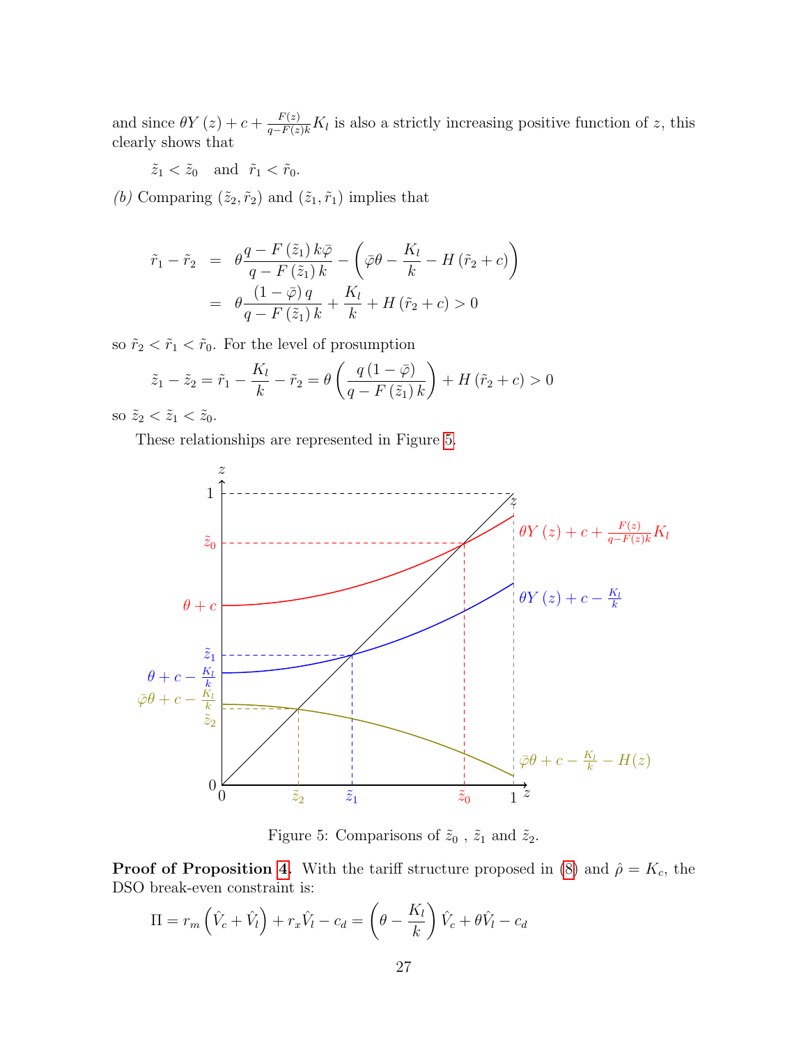and since $\theta Y(z) + c + \frac{F(z)}{q-F(z)k}K_l$ is also a strictly increasing positive function of $z$, this clearly shows that

$$\tilde{z}_1 < \tilde{z}_0 \quad \text{and} \quad \tilde{r}_1 < \tilde{r}_0.$$

*(b)* Comparing $(\tilde{z}_2, \tilde{r}_2)$ and $(\tilde{z}_1, \tilde{r}_1)$ implies that

$$\begin{aligned}
\tilde{r}_1 - \tilde{r}_2 &= \theta \frac{q - F(\tilde{z}_1)\, k\bar{\varphi}}{q - F(\tilde{z}_1)\, k} - \left( \bar{\varphi}\theta - \frac{K_l}{k} - H(\tilde{r}_2 + c) \right) \\
&= \theta \frac{(1-\bar{\varphi})\, q}{q - F(\tilde{z}_1)\, k} + \frac{K_l}{k} + H(\tilde{r}_2 + c) > 0
\end{aligned}$$

so $\tilde{r}_2 < \tilde{r}_1 < \tilde{r}_0$. For the level of prosumption

$$\tilde{z}_1 - \tilde{z}_2 = \tilde{r}_1 - \frac{K_l}{k} - \tilde{r}_2 = \theta \left( \frac{q(1-\bar{\varphi})}{q - F(\tilde{z}_1)\, k} \right) + H(\tilde{r}_2 + c) > 0$$

so $\tilde{z}_2 < \tilde{z}_1 < \tilde{z}_0$.

These relationships are represented in Figure 5.

Figure 5: Comparisons of $\tilde{z}_0$ , $\tilde{z}_1$ and $\tilde{z}_2$.

**Proof of Proposition 4.** With the tariff structure proposed in (8) and $\hat{\rho} = K_c$, the DSO break-even constraint is:

$$\Pi = r_m \left( \hat{V}_c + \hat{V}_l \right) + r_x \hat{V}_l - c_d = \left( \theta - \frac{K_l}{k} \right) \hat{V}_c + \theta \hat{V}_l - c_d$$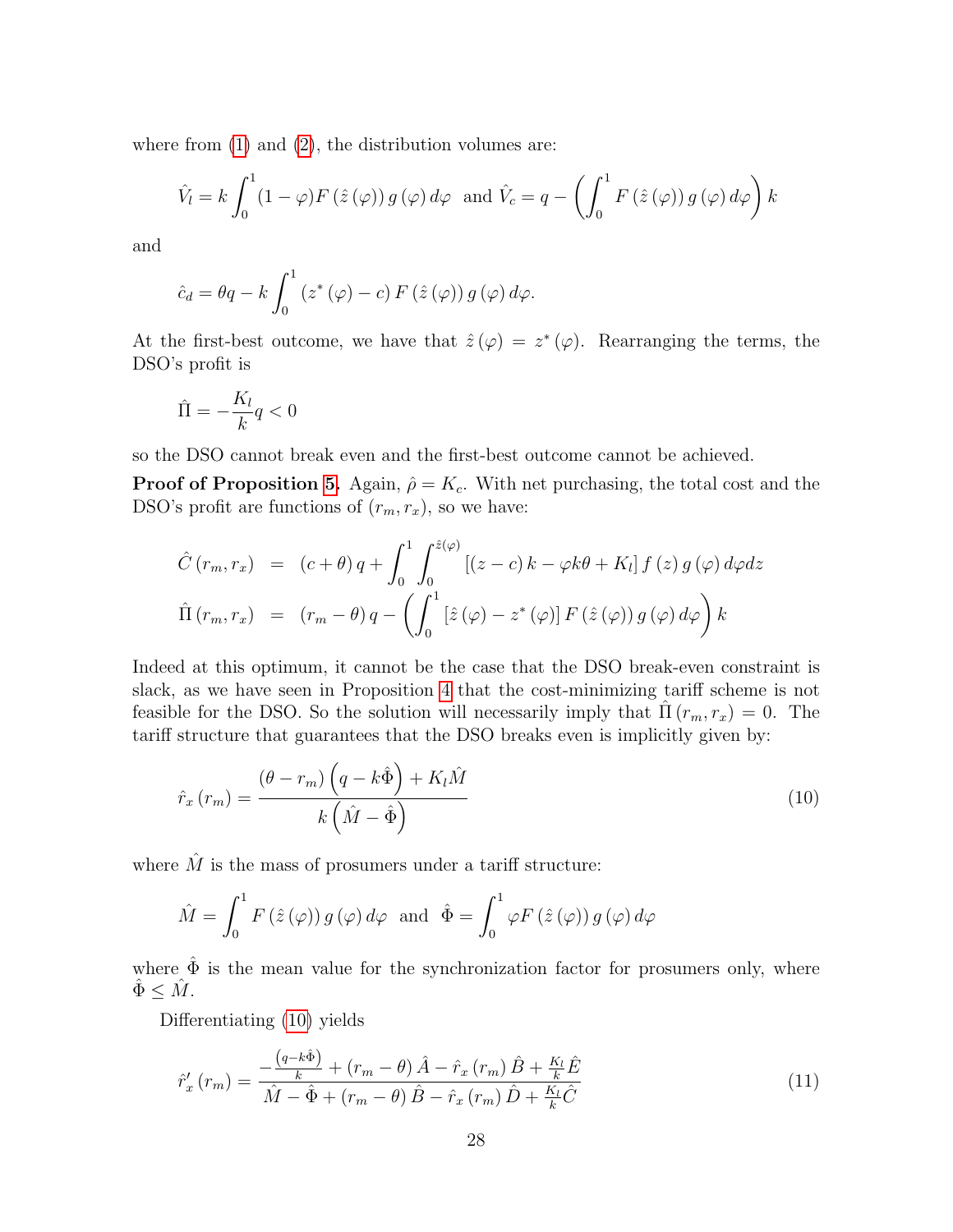where from (1) and (2), the distribution volumes are:

$$\hat{V}_l = k \int_0^1 (1-\varphi) F\left(\hat{z}\left(\varphi\right)\right) g\left(\varphi\right) d\varphi \;\text{ and }\; \hat{V}_c = q - \left(\int_0^1 F\left(\hat{z}\left(\varphi\right)\right) g\left(\varphi\right) d\varphi\right) k$$

and

$$\hat{c}_d = \theta q - k \int_0^1 \left(z^*\left(\varphi\right) - c\right) F\left(\hat{z}\left(\varphi\right)\right) g\left(\varphi\right) d\varphi.$$

At the first-best outcome, we have that $\hat{z}\left(\varphi\right) = z^*\left(\varphi\right)$. Rearranging the terms, the DSO's profit is

$$\hat{\Pi} = -\frac{K_l}{k} q < 0$$

so the DSO cannot break even and the first-best outcome cannot be achieved.

**Proof of Proposition 5.** Again, $\hat{\rho} = K_c$. With net purchasing, the total cost and the DSO's profit are functions of $(r_m, r_x)$, so we have:

$$\begin{aligned}
\hat{C}\left(r_m, r_x\right) &= (c+\theta) q + \int_0^1 \int_0^{\hat{z}(\varphi)} \left[(z-c) k - \varphi k \theta + K_l\right] f\left(z\right) g\left(\varphi\right) d\varphi dz \\
\hat{\Pi}\left(r_m, r_x\right) &= \left(r_m - \theta\right) q - \left(\int_0^1 \left[\hat{z}\left(\varphi\right) - z^*\left(\varphi\right)\right] F\left(\hat{z}\left(\varphi\right)\right) g\left(\varphi\right) d\varphi\right) k
\end{aligned}$$

Indeed at this optimum, it cannot be the case that the DSO break-even constraint is slack, as we have seen in Proposition 4 that the cost-minimizing tariff scheme is not feasible for the DSO. So the solution will necessarily imply that $\hat{\Pi}\left(r_m, r_x\right) = 0$. The tariff structure that guarantees that the DSO breaks even is implicitly given by:

$$\hat{r}_x\left(r_m\right) = \frac{\left(\theta - r_m\right)\left(q - k\hat{\Phi}\right) + K_l \hat{M}}{k\left(\hat{M} - \hat{\Phi}\right)} \tag{10}$$

where $\hat{M}$ is the mass of prosumers under a tariff structure:

$$\hat{M} = \int_0^1 F\left(\hat{z}\left(\varphi\right)\right) g\left(\varphi\right) d\varphi \;\text{ and }\; \hat{\Phi} = \int_0^1 \varphi F\left(\hat{z}\left(\varphi\right)\right) g\left(\varphi\right) d\varphi$$

where $\hat{\Phi}$ is the mean value for the synchronization factor for prosumers only, where $\hat{\Phi} \leq \hat{M}$.

Differentiating (10) yields

$$\hat{r}_x'\left(r_m\right) = \frac{-\frac{\left(q - k\hat{\Phi}\right)}{k} + \left(r_m - \theta\right)\hat{A} - \hat{r}_x\left(r_m\right)\hat{B} + \frac{K_l}{k}\hat{E}}{\hat{M} - \hat{\Phi} + \left(r_m - \theta\right)\hat{B} - \hat{r}_x\left(r_m\right)\hat{D} + \frac{K_l}{k}\hat{C}} \tag{11}$$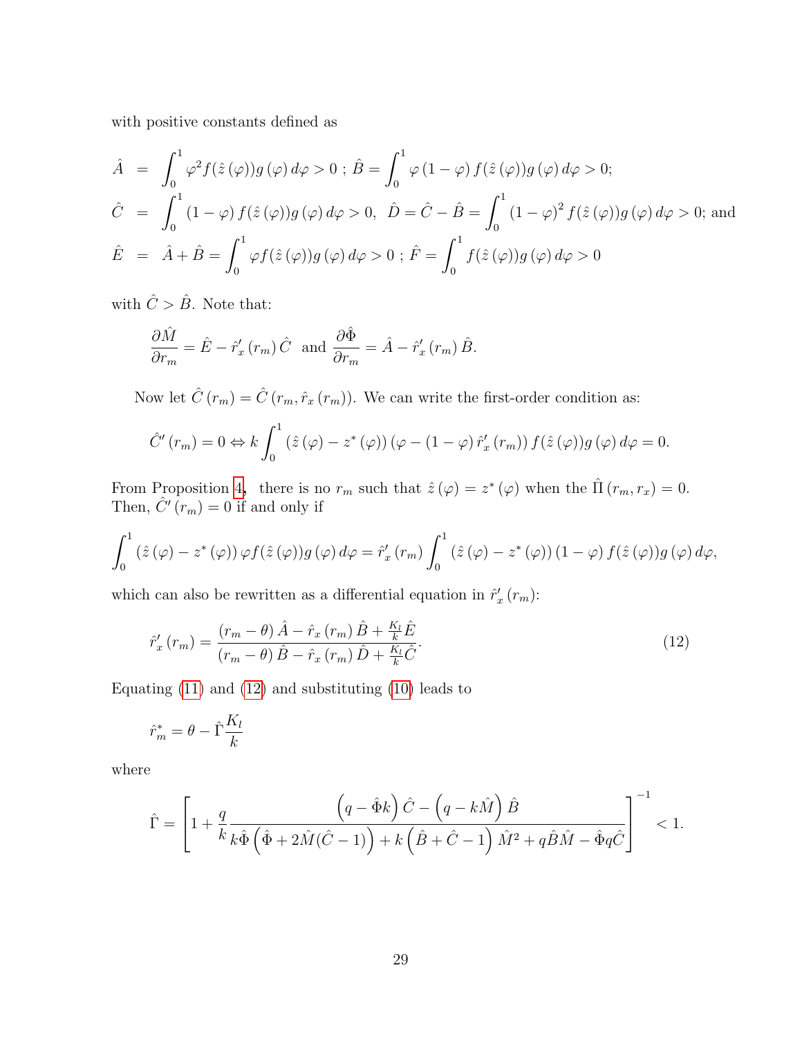with positive constants defined as

$$
\begin{aligned}
\hat{A} &= \int_0^1 \varphi^2 f(\hat{z}(\varphi))g(\varphi)\,d\varphi > 0 \text{ ; } \hat{B} = \int_0^1 \varphi(1-\varphi) f(\hat{z}(\varphi))g(\varphi)\,d\varphi > 0; \\
\hat{C} &= \int_0^1 (1-\varphi) f(\hat{z}(\varphi))g(\varphi)\,d\varphi > 0, \;\; \hat{D} = \hat{C} - \hat{B} = \int_0^1 (1-\varphi)^2 f(\hat{z}(\varphi))g(\varphi)\,d\varphi > 0; \text{ and} \\
\hat{E} &= \hat{A} + \hat{B} = \int_0^1 \varphi f(\hat{z}(\varphi))g(\varphi)\,d\varphi > 0 \text{ ; } \hat{F} = \int_0^1 f(\hat{z}(\varphi))g(\varphi)\,d\varphi > 0
\end{aligned}
$$

with $\hat{C} > \hat{B}$. Note that:

$$
\frac{\partial \hat{M}}{\partial r_m} = \hat{E} - \hat{r}_x'(r_m)\,\hat{C} \;\text{ and }\; \frac{\partial \hat{\Phi}}{\partial r_m} = \hat{A} - \hat{r}_x'(r_m)\,\hat{B}.
$$

Now let $\hat{C}(r_m) = \hat{C}(r_m, \hat{r}_x(r_m))$. We can write the first-order condition as:

$$
\hat{C}'(r_m) = 0 \Leftrightarrow k \int_0^1 (\hat{z}(\varphi) - z^*(\varphi))\,(\varphi - (1-\varphi)\,\hat{r}_x'(r_m))\, f(\hat{z}(\varphi))g(\varphi)\,d\varphi = 0.
$$

From Proposition 4, there is no $r_m$ such that $\hat{z}(\varphi) = z^*(\varphi)$ when the $\hat{\Pi}(r_m, r_x) = 0$. Then, $\hat{C}'(r_m) = 0$ if and only if

$$
\int_0^1 (\hat{z}(\varphi) - z^*(\varphi))\,\varphi f(\hat{z}(\varphi))g(\varphi)\,d\varphi = \hat{r}_x'(r_m) \int_0^1 (\hat{z}(\varphi) - z^*(\varphi))\,(1-\varphi)\, f(\hat{z}(\varphi))g(\varphi)\,d\varphi,
$$

which can also be rewritten as a differential equation in $\hat{r}_x'(r_m)$:

$$
\hat{r}_x'(r_m) = \frac{(r_m - \theta)\,\hat{A} - \hat{r}_x(r_m)\,\hat{B} + \frac{K_l}{k}\hat{E}}{(r_m - \theta)\,\hat{B} - \hat{r}_x(r_m)\,\hat{D} + \frac{K_l}{k}\hat{C}}. \tag{12}
$$

Equating (11) and (12) and substituting (10) leads to

$$
\hat{r}_m^* = \theta - \hat{\Gamma}\frac{K_l}{k}
$$

where

$$
\hat{\Gamma} = \left[1 + \frac{q}{k}\frac{\left(q - \hat{\Phi}k\right)\hat{C} - \left(q - k\hat{M}\right)\hat{B}}{k\hat{\Phi}\left(\hat{\Phi} + 2\hat{M}(\hat{C}-1)\right) + k\left(\hat{B} + \hat{C} - 1\right)\hat{M}^2 + q\hat{B}\hat{M} - \hat{\Phi}q\hat{C}}\right]^{-1} < 1.
$$